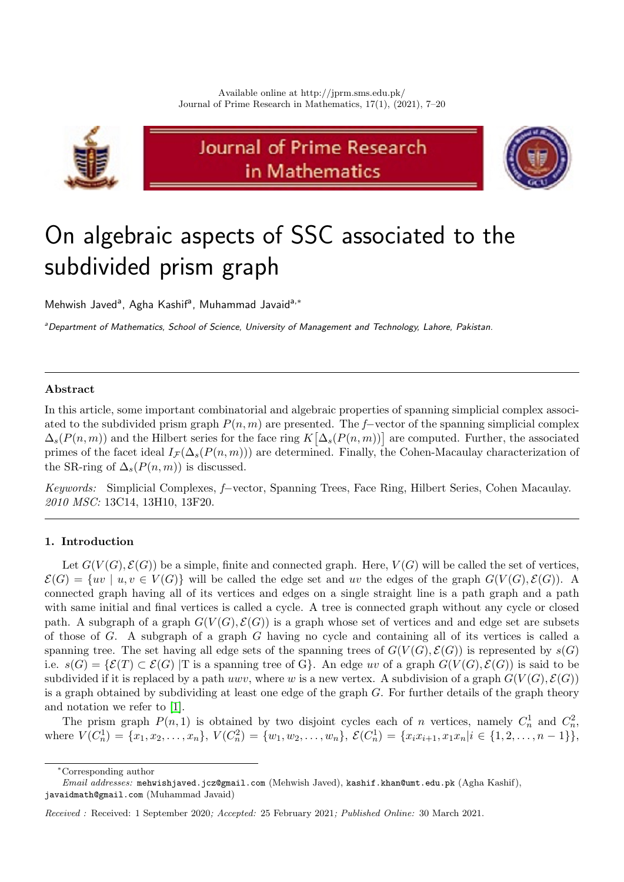# On algebraic aspects of SSC associated to the subdivided prism graph

Mehwish Javed[a], Agha Kashif[a], Muhammad Javaid[a,*]

[a] *Department of Mathematics, School of Science, University of Management and Technology, Lahore, Pakistan.*

---

### Abstract

In this article, some important combinatorial and algebraic properties of spanning simplicial complex associated to the subdivided prism graph $P(n, m)$ are presented. The $f$−vector of the spanning simplicial complex $\Delta_s(P(n, m))$ and the Hilbert series for the face ring $K\big[\Delta_s(P(n, m))\big]$ are computed. Further, the associated primes of the facet ideal $I_{\mathcal{F}}(\Delta_s(P(n, m)))$ are determined. Finally, the Cohen-Macaulay characterization of the SR-ring of $\Delta_s(P(n, m))$ is discussed.

*Keywords:* Simplicial Complexes, $f$−vector, Spanning Trees, Face Ring, Hilbert Series, Cohen Macaulay.
*2010 MSC:* 13C14, 13H10, 13F20.

---

### 1. Introduction

Let $G(V(G), \mathcal{E}(G))$ be a simple, finite and connected graph. Here, $V(G)$ will be called the set of vertices, $\mathcal{E}(G) = \{uv \mid u, v \in V(G)\}$ will be called the edge set and $uv$ the edges of the graph $G(V(G), \mathcal{E}(G))$. A connected graph having all of its vertices and edges on a single straight line is a path graph and a path with same initial and final vertices is called a cycle. A tree is connected graph without any cycle or closed path. A subgraph of a graph $G(V(G), \mathcal{E}(G))$ is a graph whose set of vertices and and edge set are subsets of those of $G$. A subgraph of a graph $G$ having no cycle and containing all of its vertices is called a spanning tree. The set having all edge sets of the spanning trees of $G(V(G), \mathcal{E}(G))$ is represented by $s(G)$ i.e. $s(G) = \{\mathcal{E}(T) \subset \mathcal{E}(G) \mid \text{T is a spanning tree of G}\}$. An edge $uv$ of a graph $G(V(G), \mathcal{E}(G))$ is said to be subdivided if it is replaced by a path $uwv$, where $w$ is a new vertex. A subdivision of a graph $G(V(G), \mathcal{E}(G))$ is a graph obtained by subdividing at least one edge of the graph $G$. For further details of the graph theory and notation we refer to [1].

The prism graph $P(n, 1)$ is obtained by two disjoint cycles each of $n$ vertices, namely $C_n^1$ and $C_n^2$, where $V(C_n^1) = \{x_1, x_2, \ldots, x_n\}$, $V(C_n^2) = \{w_1, w_2, \ldots, w_n\}$, $\mathcal{E}(C_n^1) = \{x_ix_{i+1}, x_1x_n | i \in \{1, 2, \ldots, n-1\}\}$,

---

*Corresponding author

*Email addresses:* mehwishjaved.jcz@gmail.com (Mehwish Javed), kashif.khan@umt.edu.pk (Agha Kashif), javaidmath@gmail.com (Muhammad Javaid)

*Received :* Received: 1 September 2020; *Accepted:* 25 February 2021; *Published Online:* 30 March 2021.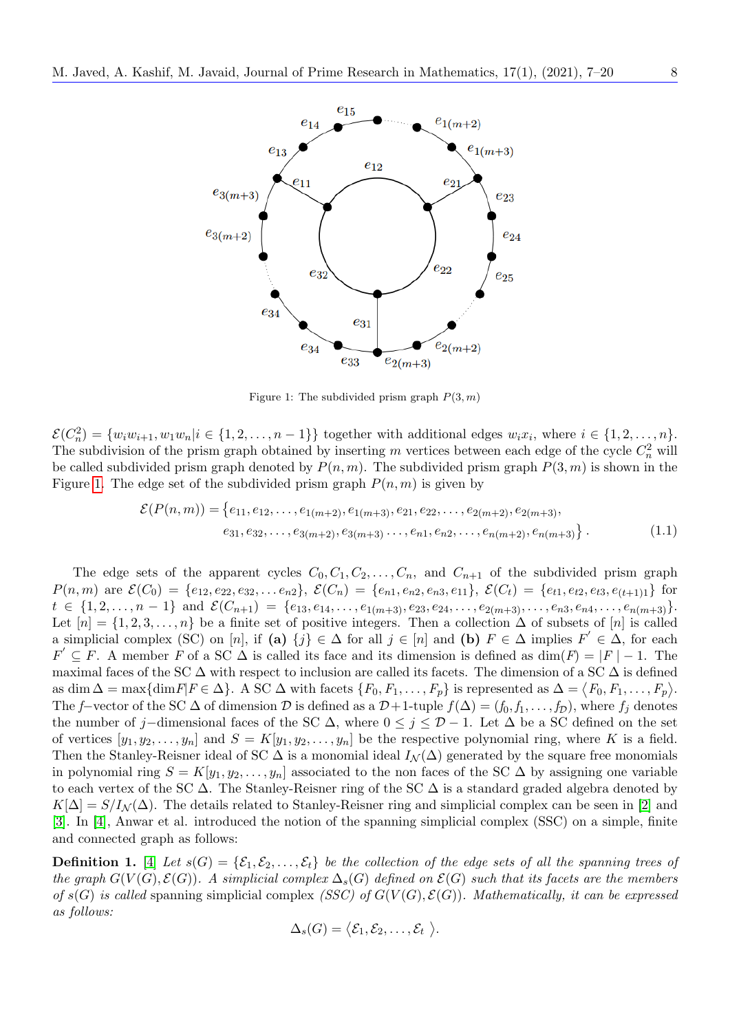Figure 1: The subdivided prism graph $P(3,m)$

$\mathcal{E}(C_n^2) = \{w_i w_{i+1}, w_1 w_n | i \in \{1,2,\dots,n-1\}\}$ together with additional edges $w_i x_i$, where $i \in \{1,2,\dots,n\}$. The subdivision of the prism graph obtained by inserting $m$ vertices between each edge of the cycle $C_n^2$ will be called subdivided prism graph denoted by $P(n,m)$. The subdivided prism graph $P(3,m)$ is shown in the Figure 1. The edge set of the subdivided prism graph $P(n,m)$ is given by

$$\begin{aligned}\mathcal{E}(P(n,m)) = \{&e_{11}, e_{12}, \dots, e_{1(m+2)}, e_{1(m+3)}, e_{21}, e_{22}, \dots, e_{2(m+2)}, e_{2(m+3)},\\ &e_{31}, e_{32}, \dots, e_{3(m+2)}, e_{3(m+3)} \dots, e_{n1}, e_{n2}, \dots, e_{n(m+2)}, e_{n(m+3)}\}.\end{aligned} \tag{1.1}$$

The edge sets of the apparent cycles $C_0, C_1, C_2, \dots, C_n$, and $C_{n+1}$ of the subdivided prism graph $P(n,m)$ are $\mathcal{E}(C_0) = \{e_{12}, e_{22}, e_{32}, \dots e_{n2}\}$, $\mathcal{E}(C_n) = \{e_{n1}, e_{n2}, e_{n3}, e_{11}\}$, $\mathcal{E}(C_t) = \{e_{t1}, e_{t2}, e_{t3}, e_{(t+1)1}\}$ for $t \in \{1,2,\dots,n-1\}$ and $\mathcal{E}(C_{n+1}) = \{e_{13}, e_{14}, \dots, e_{1(m+3)}, e_{23}, e_{24}, \dots, e_{2(m+3)}, \dots, e_{n3}, e_{n4}, \dots, e_{n(m+3)}\}$. Let $[n] = \{1,2,3,\dots,n\}$ be a finite set of positive integers. Then a collection $\Delta$ of subsets of $[n]$ is called a simplicial complex (SC) on $[n]$, if **(a)** $\{j\} \in \Delta$ for all $j \in [n]$ and **(b)** $F \in \Delta$ implies $F' \in \Delta$, for each $F' \subseteq F$. A member $F$ of a SC $\Delta$ is called its face and its dimension is defined as $\dim(F) = |F| - 1$. The maximal faces of the SC $\Delta$ with respect to inclusion are called its facets. The dimension of a SC $\Delta$ is defined as $\dim \Delta = \max\{\dim F | F \in \Delta\}$. A SC $\Delta$ with facets $\{F_0, F_1, \dots, F_p\}$ is represented as $\Delta = \langle F_0, F_1, \dots, F_p \rangle$. The $f$–vector of the SC $\Delta$ of dimension $\mathcal{D}$ is defined as a $\mathcal{D}+1$-tuple $f(\Delta) = (f_0, f_1, \dots, f_{\mathcal{D}})$, where $f_j$ denotes the number of $j-$dimensional faces of the SC $\Delta$, where $0 \leq j \leq \mathcal{D} - 1$. Let $\Delta$ be a SC defined on the set of vertices $[y_1, y_2, \dots, y_n]$ and $S = K[y_1, y_2, \dots, y_n]$ be the respective polynomial ring, where $K$ is a field. Then the Stanley-Reisner ideal of SC $\Delta$ is a monomial ideal $I_{\mathcal{N}}(\Delta)$ generated by the square free monomials in polynomial ring $S = K[y_1, y_2, \dots, y_n]$ associated to the non faces of the SC $\Delta$ by assigning one variable to each vertex of the SC $\Delta$. The Stanley-Reisner ring of the SC $\Delta$ is a standard graded algebra denoted by $K[\Delta] = S/I_{\mathcal{N}}(\Delta)$. The details related to Stanley-Reisner ring and simplicial complex can be seen in [2] and [3]. In [4], Anwar et al. introduced the notion of the spanning simplicial complex (SSC) on a simple, finite and connected graph as follows:

**Definition 1.** [4] *Let $s(G) = \{\mathcal{E}_1, \mathcal{E}_2, \dots, \mathcal{E}_t\}$ be the collection of the edge sets of all the spanning trees of the graph $G(V(G), \mathcal{E}(G))$. A simplicial complex $\Delta_s(G)$ defined on $\mathcal{E}(G)$ such that its facets are the members of $s(G)$ is called* spanning simplicial complex *(SSC) of $G(V(G), \mathcal{E}(G))$. Mathematically, it can be expressed as follows:*

$$\Delta_s(G) = \langle \mathcal{E}_1, \mathcal{E}_2, \dots, \mathcal{E}_t \rangle.$$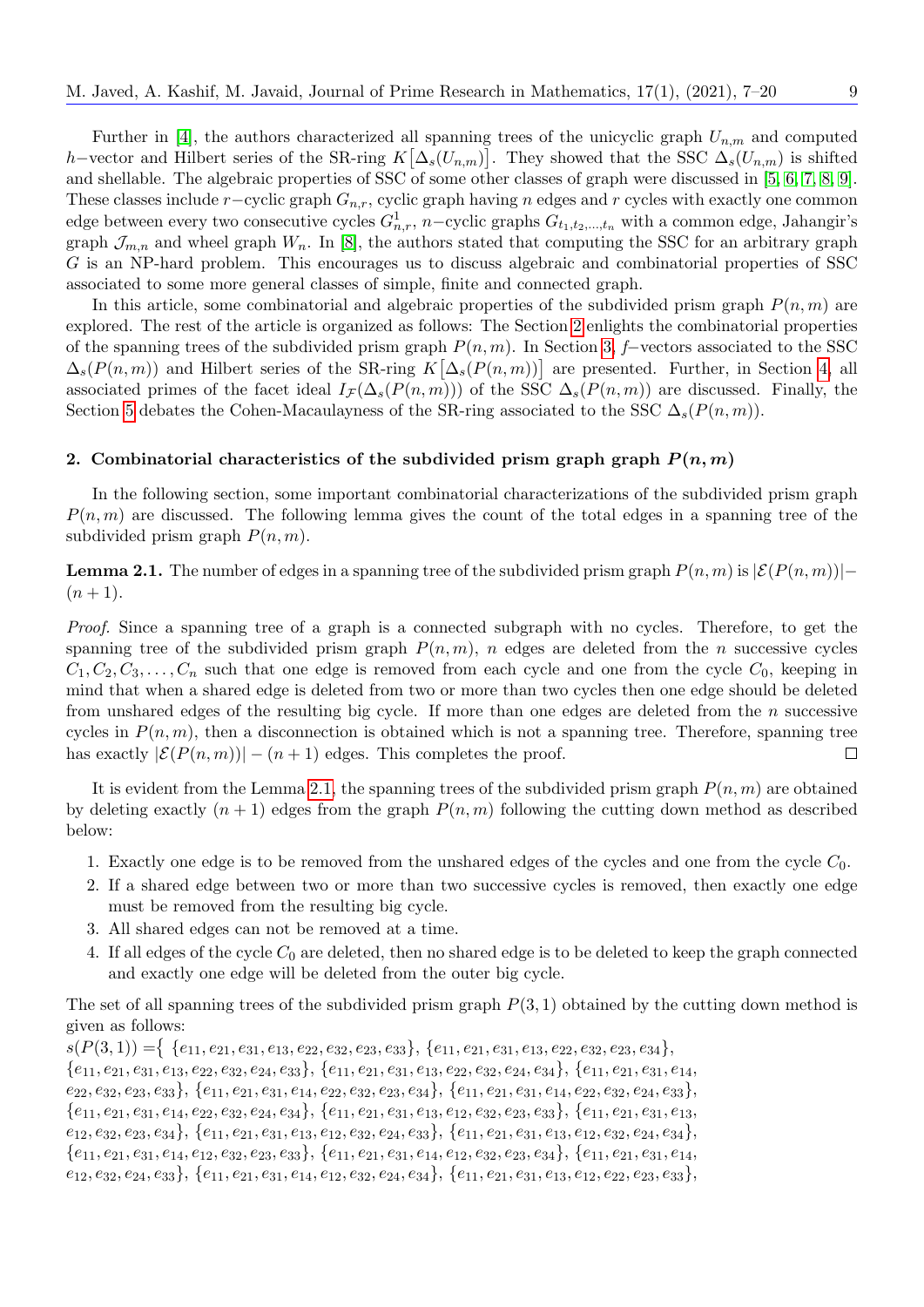Further in [4], the authors characterized all spanning trees of the unicyclic graph $U_{n,m}$ and computed $h-$vector and Hilbert series of the SR-ring $K\left[\Delta_s(U_{n,m})\right]$. They showed that the SSC $\Delta_s(U_{n,m})$ is shifted and shellable. The algebraic properties of SSC of some other classes of graph were discussed in [5, 6, 7, 8, 9]. These classes include $r-$cyclic graph $G_{n,r}$, cyclic graph having $n$ edges and $r$ cycles with exactly one common edge between every two consecutive cycles $G^1_{n,r}$, $n-$cyclic graphs $G_{t_1,t_2,\ldots,t_n}$ with a common edge, Jahangir's graph $\mathcal{J}_{m,n}$ and wheel graph $W_n$. In [8], the authors stated that computing the SSC for an arbitrary graph $G$ is an NP-hard problem. This encourages us to discuss algebraic and combinatorial properties of SSC associated to some more general classes of simple, finite and connected graph.

In this article, some combinatorial and algebraic properties of the subdivided prism graph $P(n, m)$ are explored. The rest of the article is organized as follows: The Section 2 enlights the combinatorial properties of the spanning trees of the subdivided prism graph $P(n, m)$. In Section 3, $f-$vectors associated to the SSC $\Delta_s(P(n, m))$ and Hilbert series of the SR-ring $K\left[\Delta_s(P(n, m))\right]$ are presented. Further, in Section 4, all associated primes of the facet ideal $I_{\mathcal{F}}(\Delta_s(P(n, m)))$ of the SSC $\Delta_s(P(n, m))$ are discussed. Finally, the Section 5 debates the Cohen-Macaulayness of the SR-ring associated to the SSC $\Delta_s(P(n, m))$.

## 2. Combinatorial characteristics of the subdivided prism graph graph $P(n, m)$

In the following section, some important combinatorial characterizations of the subdivided prism graph $P(n, m)$ are discussed. The following lemma gives the count of the total edges in a spanning tree of the subdivided prism graph $P(n, m)$.

**Lemma 2.1.** The number of edges in a spanning tree of the subdivided prism graph $P(n, m)$ is $|\mathcal{E}(P(n, m))| - (n + 1)$.

*Proof.* Since a spanning tree of a graph is a connected subgraph with no cycles. Therefore, to get the spanning tree of the subdivided prism graph $P(n, m)$, $n$ edges are deleted from the $n$ successive cycles $C_1, C_2, C_3, \ldots, C_n$ such that one edge is removed from each cycle and one from the cycle $C_0$, keeping in mind that when a shared edge is deleted from two or more than two cycles then one edge should be deleted from unshared edges of the resulting big cycle. If more than one edges are deleted from the $n$ successive cycles in $P(n, m)$, then a disconnection is obtained which is not a spanning tree. Therefore, spanning tree has exactly $|\mathcal{E}(P(n, m))| - (n + 1)$ edges. This completes the proof. □

It is evident from the Lemma 2.1, the spanning trees of the subdivided prism graph $P(n, m)$ are obtained by deleting exactly $(n + 1)$ edges from the graph $P(n, m)$ following the cutting down method as described below:

1. Exactly one edge is to be removed from the unshared edges of the cycles and one from the cycle $C_0$.
2. If a shared edge between two or more than two successive cycles is removed, then exactly one edge must be removed from the resulting big cycle.
3. All shared edges can not be removed at a time.
4. If all edges of the cycle $C_0$ are deleted, then no shared edge is to be deleted to keep the graph connected and exactly one edge will be deleted from the outer big cycle.

The set of all spanning trees of the subdivided prism graph $P(3, 1)$ obtained by the cutting down method is given as follows:

$s(P(3, 1)) =\{$ $\{e_{11}, e_{21}, e_{31}, e_{13}, e_{22}, e_{32}, e_{23}, e_{33}\}$, $\{e_{11}, e_{21}, e_{31}, e_{13}, e_{22}, e_{32}, e_{23}, e_{34}\}$, $\{e_{11}, e_{21}, e_{31}, e_{13}, e_{22}, e_{32}, e_{24}, e_{33}\}$, $\{e_{11}, e_{21}, e_{31}, e_{13}, e_{22}, e_{32}, e_{24}, e_{34}\}$, $\{e_{11}, e_{21}, e_{31}, e_{14}, e_{22}, e_{32}, e_{23}, e_{33}\}$, $\{e_{11}, e_{21}, e_{31}, e_{14}, e_{22}, e_{32}, e_{23}, e_{34}\}$, $\{e_{11}, e_{21}, e_{31}, e_{14}, e_{22}, e_{32}, e_{24}, e_{33}\}$, $\{e_{11}, e_{21}, e_{31}, e_{14}, e_{22}, e_{32}, e_{24}, e_{34}\}$, $\{e_{11}, e_{21}, e_{31}, e_{13}, e_{12}, e_{32}, e_{23}, e_{33}\}$, $\{e_{11}, e_{21}, e_{31}, e_{13}, e_{12}, e_{32}, e_{23}, e_{34}\}$, $\{e_{11}, e_{21}, e_{31}, e_{13}, e_{12}, e_{32}, e_{24}, e_{33}\}$, $\{e_{11}, e_{21}, e_{31}, e_{13}, e_{12}, e_{32}, e_{24}, e_{34}\}$, $\{e_{11}, e_{21}, e_{31}, e_{14}, e_{12}, e_{32}, e_{23}, e_{33}\}$, $\{e_{11}, e_{21}, e_{31}, e_{14}, e_{12}, e_{32}, e_{23}, e_{34}\}$, $\{e_{11}, e_{21}, e_{31}, e_{14}, e_{12}, e_{32}, e_{24}, e_{33}\}$, $\{e_{11}, e_{21}, e_{31}, e_{14}, e_{12}, e_{32}, e_{24}, e_{34}\}$, $\{e_{11}, e_{21}, e_{31}, e_{13}, e_{12}, e_{22}, e_{23}, e_{33}\}$,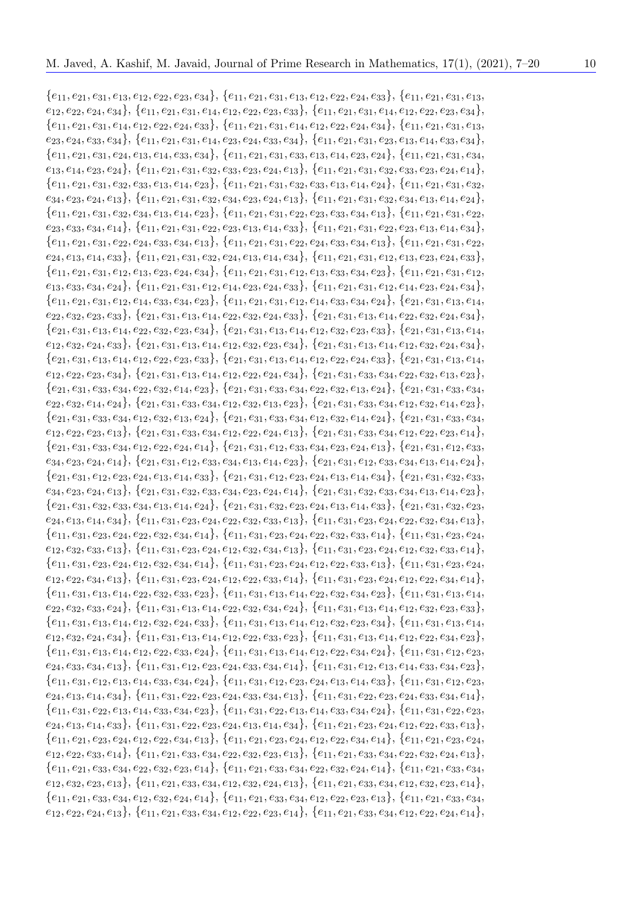$\{e_{11}, e_{21}, e_{31}, e_{13}, e_{12}, e_{22}, e_{23}, e_{34}\}$, $\{e_{11}, e_{21}, e_{31}, e_{13}, e_{12}, e_{22}, e_{24}, e_{33}\}$, $\{e_{11}, e_{21}, e_{31}, e_{13}, e_{12}, e_{22}, e_{24}, e_{34}\}$, $\{e_{11}, e_{21}, e_{31}, e_{14}, e_{12}, e_{22}, e_{23}, e_{33}\}$, $\{e_{11}, e_{21}, e_{31}, e_{14}, e_{12}, e_{22}, e_{23}, e_{34}\}$, $\{e_{11}, e_{21}, e_{31}, e_{14}, e_{12}, e_{22}, e_{24}, e_{33}\}$, $\{e_{11}, e_{21}, e_{31}, e_{14}, e_{12}, e_{22}, e_{24}, e_{34}\}$, $\{e_{11}, e_{21}, e_{31}, e_{13}, e_{23}, e_{24}, e_{33}, e_{34}\}$, $\{e_{11}, e_{21}, e_{31}, e_{14}, e_{23}, e_{24}, e_{33}, e_{34}\}$, $\{e_{11}, e_{21}, e_{31}, e_{23}, e_{13}, e_{14}, e_{33}, e_{34}\}$, $\{e_{11}, e_{21}, e_{31}, e_{24}, e_{13}, e_{14}, e_{33}, e_{34}\}$, $\{e_{11}, e_{21}, e_{31}, e_{33}, e_{13}, e_{14}, e_{23}, e_{24}\}$, $\{e_{11}, e_{21}, e_{31}, e_{34}, e_{13}, e_{14}, e_{23}, e_{24}\}$, $\{e_{11}, e_{21}, e_{31}, e_{32}, e_{33}, e_{23}, e_{24}, e_{13}\}$, $\{e_{11}, e_{21}, e_{31}, e_{32}, e_{33}, e_{23}, e_{24}, e_{14}\}$, $\{e_{11}, e_{21}, e_{31}, e_{32}, e_{33}, e_{13}, e_{14}, e_{23}\}$, $\{e_{11}, e_{21}, e_{31}, e_{32}, e_{33}, e_{13}, e_{14}, e_{24}\}$, $\{e_{11}, e_{21}, e_{31}, e_{32}, e_{34}, e_{23}, e_{24}, e_{13}\}$, $\{e_{11}, e_{21}, e_{31}, e_{32}, e_{34}, e_{23}, e_{24}, e_{13}\}$, $\{e_{11}, e_{21}, e_{31}, e_{32}, e_{34}, e_{13}, e_{14}, e_{24}\}$, $\{e_{11}, e_{21}, e_{31}, e_{32}, e_{34}, e_{13}, e_{14}, e_{23}\}$, $\{e_{11}, e_{21}, e_{31}, e_{22}, e_{23}, e_{33}, e_{34}, e_{13}\}$, $\{e_{11}, e_{21}, e_{31}, e_{22}, e_{23}, e_{33}, e_{34}, e_{14}\}$, $\{e_{11}, e_{21}, e_{31}, e_{22}, e_{23}, e_{13}, e_{14}, e_{33}\}$, $\{e_{11}, e_{21}, e_{31}, e_{22}, e_{23}, e_{13}, e_{14}, e_{34}\}$, $\{e_{11}, e_{21}, e_{31}, e_{22}, e_{24}, e_{33}, e_{34}, e_{13}\}$, $\{e_{11}, e_{21}, e_{31}, e_{22}, e_{24}, e_{33}, e_{34}, e_{13}\}$, $\{e_{11}, e_{21}, e_{31}, e_{22}, e_{24}, e_{13}, e_{14}, e_{33}\}$, $\{e_{11}, e_{21}, e_{31}, e_{32}, e_{24}, e_{13}, e_{14}, e_{34}\}$, $\{e_{11}, e_{21}, e_{31}, e_{12}, e_{13}, e_{23}, e_{24}, e_{33}\}$, $\{e_{11}, e_{21}, e_{31}, e_{12}, e_{13}, e_{23}, e_{24}, e_{34}\}$, $\{e_{11}, e_{21}, e_{31}, e_{12}, e_{13}, e_{33}, e_{34}, e_{23}\}$, $\{e_{11}, e_{21}, e_{31}, e_{12}, e_{13}, e_{33}, e_{34}, e_{24}\}$, $\{e_{11}, e_{21}, e_{31}, e_{12}, e_{14}, e_{23}, e_{24}, e_{33}\}$, $\{e_{11}, e_{21}, e_{31}, e_{12}, e_{14}, e_{23}, e_{24}, e_{34}\}$, $\{e_{11}, e_{21}, e_{31}, e_{12}, e_{14}, e_{33}, e_{34}, e_{23}\}$, $\{e_{11}, e_{21}, e_{31}, e_{12}, e_{14}, e_{33}, e_{34}, e_{24}\}$, $\{e_{21}, e_{31}, e_{13}, e_{14}, e_{22}, e_{32}, e_{23}, e_{33}\}$, $\{e_{21}, e_{31}, e_{13}, e_{14}, e_{22}, e_{32}, e_{24}, e_{33}\}$, $\{e_{21}, e_{31}, e_{13}, e_{14}, e_{22}, e_{32}, e_{24}, e_{34}\}$, $\{e_{21}, e_{31}, e_{13}, e_{14}, e_{22}, e_{32}, e_{23}, e_{34}\}$, $\{e_{21}, e_{31}, e_{13}, e_{14}, e_{12}, e_{32}, e_{23}, e_{33}\}$, $\{e_{21}, e_{31}, e_{13}, e_{14}, e_{12}, e_{32}, e_{24}, e_{33}\}$, $\{e_{21}, e_{31}, e_{13}, e_{14}, e_{12}, e_{32}, e_{23}, e_{34}\}$, $\{e_{21}, e_{31}, e_{13}, e_{14}, e_{12}, e_{32}, e_{24}, e_{34}\}$, $\{e_{21}, e_{31}, e_{13}, e_{14}, e_{12}, e_{22}, e_{23}, e_{33}\}$, $\{e_{21}, e_{31}, e_{13}, e_{14}, e_{12}, e_{22}, e_{24}, e_{33}\}$, $\{e_{21}, e_{31}, e_{13}, e_{14}, e_{12}, e_{22}, e_{23}, e_{34}\}$, $\{e_{21}, e_{31}, e_{13}, e_{14}, e_{12}, e_{22}, e_{24}, e_{34}\}$, $\{e_{21}, e_{31}, e_{33}, e_{34}, e_{22}, e_{32}, e_{13}, e_{23}\}$, $\{e_{21}, e_{31}, e_{33}, e_{34}, e_{22}, e_{32}, e_{14}, e_{23}\}$, $\{e_{21}, e_{31}, e_{33}, e_{34}, e_{22}, e_{32}, e_{13}, e_{24}\}$, $\{e_{21}, e_{31}, e_{33}, e_{34}, e_{22}, e_{32}, e_{14}, e_{24}\}$, $\{e_{21}, e_{31}, e_{33}, e_{34}, e_{12}, e_{32}, e_{13}, e_{23}\}$, $\{e_{21}, e_{31}, e_{33}, e_{34}, e_{12}, e_{32}, e_{14}, e_{23}\}$, $\{e_{21}, e_{31}, e_{33}, e_{34}, e_{12}, e_{32}, e_{13}, e_{24}\}$, $\{e_{21}, e_{31}, e_{33}, e_{34}, e_{12}, e_{32}, e_{14}, e_{24}\}$, $\{e_{21}, e_{31}, e_{33}, e_{34}, e_{12}, e_{22}, e_{23}, e_{13}\}$, $\{e_{21}, e_{31}, e_{33}, e_{34}, e_{12}, e_{22}, e_{24}, e_{13}\}$, $\{e_{21}, e_{31}, e_{33}, e_{34}, e_{12}, e_{22}, e_{23}, e_{14}\}$, $\{e_{21}, e_{31}, e_{33}, e_{34}, e_{12}, e_{22}, e_{24}, e_{14}\}$, $\{e_{21}, e_{31}, e_{12}, e_{33}, e_{34}, e_{23}, e_{24}, e_{13}\}$, $\{e_{21}, e_{31}, e_{12}, e_{33}, e_{34}, e_{23}, e_{24}, e_{14}\}$, $\{e_{21}, e_{31}, e_{12}, e_{33}, e_{34}, e_{13}, e_{14}, e_{23}\}$, $\{e_{21}, e_{31}, e_{12}, e_{33}, e_{34}, e_{13}, e_{14}, e_{24}\}$, $\{e_{21}, e_{31}, e_{12}, e_{23}, e_{24}, e_{13}, e_{14}, e_{33}\}$, $\{e_{21}, e_{31}, e_{12}, e_{23}, e_{24}, e_{13}, e_{14}, e_{34}\}$, $\{e_{21}, e_{31}, e_{32}, e_{33}, e_{34}, e_{23}, e_{24}, e_{13}\}$, $\{e_{21}, e_{31}, e_{32}, e_{33}, e_{34}, e_{23}, e_{24}, e_{14}\}$, $\{e_{21}, e_{31}, e_{32}, e_{33}, e_{34}, e_{13}, e_{14}, e_{23}\}$, $\{e_{21}, e_{31}, e_{32}, e_{33}, e_{34}, e_{13}, e_{14}, e_{24}\}$, $\{e_{21}, e_{31}, e_{32}, e_{23}, e_{24}, e_{13}, e_{14}, e_{33}\}$, $\{e_{21}, e_{31}, e_{32}, e_{23}, e_{24}, e_{13}, e_{14}, e_{34}\}$, $\{e_{11}, e_{31}, e_{23}, e_{24}, e_{22}, e_{32}, e_{33}, e_{13}\}$, $\{e_{11}, e_{31}, e_{23}, e_{24}, e_{22}, e_{32}, e_{34}, e_{13}\}$, $\{e_{11}, e_{31}, e_{23}, e_{24}, e_{22}, e_{32}, e_{34}, e_{14}\}$, $\{e_{11}, e_{31}, e_{23}, e_{24}, e_{22}, e_{32}, e_{33}, e_{14}\}$, $\{e_{11}, e_{31}, e_{23}, e_{24}, e_{12}, e_{32}, e_{33}, e_{13}\}$, $\{e_{11}, e_{31}, e_{23}, e_{24}, e_{12}, e_{32}, e_{34}, e_{13}\}$, $\{e_{11}, e_{31}, e_{23}, e_{24}, e_{12}, e_{32}, e_{33}, e_{14}\}$, $\{e_{11}, e_{31}, e_{23}, e_{24}, e_{12}, e_{32}, e_{34}, e_{14}\}$, $\{e_{11}, e_{31}, e_{23}, e_{24}, e_{12}, e_{22}, e_{33}, e_{13}\}$, $\{e_{11}, e_{31}, e_{23}, e_{24}, e_{12}, e_{22}, e_{34}, e_{13}\}$, $\{e_{11}, e_{31}, e_{23}, e_{24}, e_{12}, e_{22}, e_{33}, e_{14}\}$, $\{e_{11}, e_{31}, e_{23}, e_{24}, e_{12}, e_{22}, e_{34}, e_{14}\}$, $\{e_{11}, e_{31}, e_{13}, e_{14}, e_{22}, e_{32}, e_{33}, e_{23}\}$, $\{e_{11}, e_{31}, e_{13}, e_{14}, e_{22}, e_{32}, e_{34}, e_{23}\}$, $\{e_{11}, e_{31}, e_{13}, e_{14}, e_{22}, e_{32}, e_{33}, e_{24}\}$, $\{e_{11}, e_{31}, e_{13}, e_{14}, e_{22}, e_{32}, e_{34}, e_{24}\}$, $\{e_{11}, e_{31}, e_{13}, e_{14}, e_{12}, e_{32}, e_{23}, e_{33}\}$, $\{e_{11}, e_{31}, e_{13}, e_{14}, e_{12}, e_{32}, e_{24}, e_{33}\}$, $\{e_{11}, e_{31}, e_{13}, e_{14}, e_{12}, e_{32}, e_{23}, e_{34}\}$, $\{e_{11}, e_{31}, e_{13}, e_{14}, e_{12}, e_{32}, e_{24}, e_{34}\}$, $\{e_{11}, e_{31}, e_{13}, e_{14}, e_{12}, e_{22}, e_{33}, e_{23}\}$, $\{e_{11}, e_{31}, e_{13}, e_{14}, e_{12}, e_{22}, e_{34}, e_{23}\}$, $\{e_{11}, e_{31}, e_{13}, e_{14}, e_{12}, e_{22}, e_{33}, e_{24}\}$, $\{e_{11}, e_{31}, e_{13}, e_{14}, e_{12}, e_{22}, e_{34}, e_{24}\}$, $\{e_{11}, e_{31}, e_{12}, e_{23}, e_{24}, e_{33}, e_{34}, e_{13}\}$, $\{e_{11}, e_{31}, e_{12}, e_{23}, e_{24}, e_{33}, e_{34}, e_{14}\}$, $\{e_{11}, e_{31}, e_{12}, e_{13}, e_{14}, e_{33}, e_{34}, e_{23}\}$, $\{e_{11}, e_{31}, e_{12}, e_{13}, e_{14}, e_{33}, e_{34}, e_{24}\}$, $\{e_{11}, e_{31}, e_{12}, e_{23}, e_{24}, e_{13}, e_{14}, e_{33}\}$, $\{e_{11}, e_{31}, e_{12}, e_{23}, e_{24}, e_{13}, e_{14}, e_{34}\}$, $\{e_{11}, e_{31}, e_{22}, e_{23}, e_{24}, e_{33}, e_{34}, e_{13}\}$, $\{e_{11}, e_{31}, e_{22}, e_{23}, e_{24}, e_{33}, e_{34}, e_{14}\}$, $\{e_{11}, e_{31}, e_{22}, e_{13}, e_{14}, e_{33}, e_{34}, e_{23}\}$, $\{e_{11}, e_{31}, e_{22}, e_{13}, e_{14}, e_{33}, e_{34}, e_{24}\}$, $\{e_{11}, e_{31}, e_{22}, e_{23}, e_{24}, e_{13}, e_{14}, e_{33}\}$, $\{e_{11}, e_{31}, e_{22}, e_{23}, e_{24}, e_{13}, e_{14}, e_{34}\}$, $\{e_{11}, e_{21}, e_{23}, e_{24}, e_{12}, e_{22}, e_{33}, e_{13}\}$, $\{e_{11}, e_{21}, e_{23}, e_{24}, e_{12}, e_{22}, e_{34}, e_{13}\}$, $\{e_{11}, e_{21}, e_{23}, e_{24}, e_{12}, e_{22}, e_{34}, e_{14}\}$, $\{e_{11}, e_{21}, e_{23}, e_{24}, e_{12}, e_{22}, e_{33}, e_{14}\}$, $\{e_{11}, e_{21}, e_{33}, e_{34}, e_{22}, e_{32}, e_{23}, e_{13}\}$, $\{e_{11}, e_{21}, e_{33}, e_{34}, e_{22}, e_{32}, e_{24}, e_{13}\}$, $\{e_{11}, e_{21}, e_{33}, e_{34}, e_{22}, e_{32}, e_{23}, e_{14}\}$, $\{e_{11}, e_{21}, e_{33}, e_{34}, e_{22}, e_{32}, e_{24}, e_{14}\}$, $\{e_{11}, e_{21}, e_{33}, e_{34}, e_{12}, e_{32}, e_{23}, e_{13}\}$, $\{e_{11}, e_{21}, e_{33}, e_{34}, e_{12}, e_{32}, e_{24}, e_{13}\}$, $\{e_{11}, e_{21}, e_{33}, e_{34}, e_{12}, e_{32}, e_{23}, e_{14}\}$, $\{e_{11}, e_{21}, e_{33}, e_{34}, e_{12}, e_{32}, e_{24}, e_{14}\}$, $\{e_{11}, e_{21}, e_{33}, e_{34}, e_{12}, e_{22}, e_{23}, e_{13}\}$, $\{e_{11}, e_{21}, e_{33}, e_{34}, e_{12}, e_{22}, e_{24}, e_{13}\}$, $\{e_{11}, e_{21}, e_{33}, e_{34}, e_{12}, e_{22}, e_{23}, e_{14}\}$, $\{e_{11}, e_{21}, e_{33}, e_{34}, e_{12}, e_{22}, e_{24}, e_{14}\}$,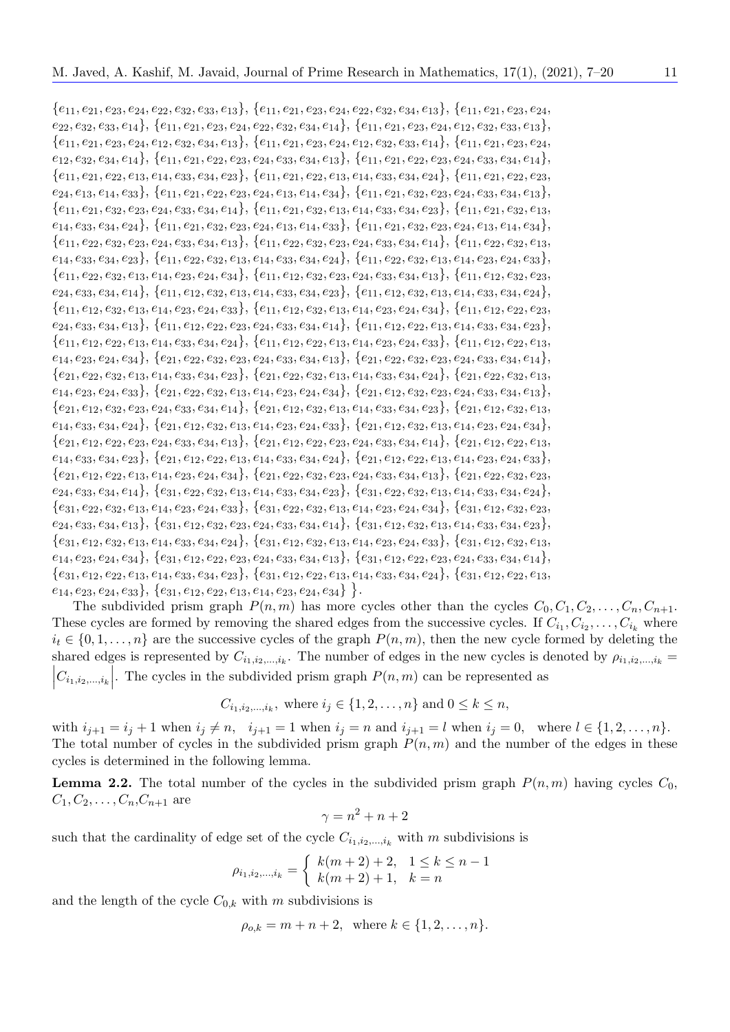$\{e_{11}, e_{21}, e_{23}, e_{24}, e_{22}, e_{32}, e_{33}, e_{13}\}$, $\{e_{11}, e_{21}, e_{23}, e_{24}, e_{22}, e_{32}, e_{34}, e_{13}\}$, $\{e_{11}, e_{21}, e_{23}, e_{24}, e_{22}, e_{32}, e_{33}, e_{14}\}$, $\{e_{11}, e_{21}, e_{23}, e_{24}, e_{22}, e_{32}, e_{34}, e_{14}\}$, $\{e_{11}, e_{21}, e_{23}, e_{24}, e_{12}, e_{32}, e_{33}, e_{13}\}$, $\{e_{11}, e_{21}, e_{23}, e_{24}, e_{12}, e_{32}, e_{34}, e_{13}\}$, $\{e_{11}, e_{21}, e_{23}, e_{24}, e_{12}, e_{32}, e_{33}, e_{14}\}$, $\{e_{11}, e_{21}, e_{23}, e_{24}, e_{12}, e_{32}, e_{34}, e_{14}\}$, $\{e_{11}, e_{21}, e_{22}, e_{23}, e_{24}, e_{33}, e_{34}, e_{13}\}$, $\{e_{11}, e_{21}, e_{22}, e_{23}, e_{24}, e_{33}, e_{34}, e_{14}\}$, $\{e_{11}, e_{21}, e_{22}, e_{13}, e_{14}, e_{33}, e_{34}, e_{23}\}$, $\{e_{11}, e_{21}, e_{22}, e_{13}, e_{14}, e_{33}, e_{34}, e_{24}\}$, $\{e_{11}, e_{21}, e_{22}, e_{23}, e_{24}, e_{13}, e_{14}, e_{33}\}$, $\{e_{11}, e_{21}, e_{22}, e_{23}, e_{24}, e_{13}, e_{14}, e_{34}\}$, $\{e_{11}, e_{21}, e_{32}, e_{23}, e_{24}, e_{33}, e_{34}, e_{13}\}$, $\{e_{11}, e_{21}, e_{32}, e_{23}, e_{24}, e_{33}, e_{34}, e_{14}\}$, $\{e_{11}, e_{21}, e_{32}, e_{13}, e_{14}, e_{33}, e_{34}, e_{23}\}$, $\{e_{11}, e_{21}, e_{32}, e_{13}, e_{14}, e_{33}, e_{34}, e_{24}\}$, $\{e_{11}, e_{21}, e_{32}, e_{23}, e_{24}, e_{13}, e_{14}, e_{33}\}$, $\{e_{11}, e_{21}, e_{32}, e_{23}, e_{24}, e_{13}, e_{14}, e_{34}\}$, $\{e_{11}, e_{22}, e_{32}, e_{23}, e_{24}, e_{33}, e_{34}, e_{13}\}$, $\{e_{11}, e_{22}, e_{32}, e_{23}, e_{24}, e_{33}, e_{34}, e_{14}\}$, $\{e_{11}, e_{22}, e_{32}, e_{13}, e_{14}, e_{33}, e_{34}, e_{23}\}$, $\{e_{11}, e_{22}, e_{32}, e_{13}, e_{14}, e_{33}, e_{34}, e_{24}\}$, $\{e_{11}, e_{22}, e_{32}, e_{13}, e_{14}, e_{23}, e_{24}, e_{33}\}$, $\{e_{11}, e_{22}, e_{32}, e_{13}, e_{14}, e_{23}, e_{24}, e_{34}\}$, $\{e_{11}, e_{12}, e_{32}, e_{23}, e_{24}, e_{33}, e_{34}, e_{13}\}$, $\{e_{11}, e_{12}, e_{32}, e_{23}, e_{24}, e_{33}, e_{34}, e_{14}\}$, $\{e_{11}, e_{12}, e_{32}, e_{13}, e_{14}, e_{33}, e_{34}, e_{23}\}$, $\{e_{11}, e_{12}, e_{32}, e_{13}, e_{14}, e_{33}, e_{34}, e_{24}\}$, $\{e_{11}, e_{12}, e_{32}, e_{13}, e_{14}, e_{23}, e_{24}, e_{33}\}$, $\{e_{11}, e_{12}, e_{32}, e_{13}, e_{14}, e_{23}, e_{24}, e_{34}\}$, $\{e_{11}, e_{12}, e_{22}, e_{23}, e_{24}, e_{33}, e_{34}, e_{13}\}$, $\{e_{11}, e_{12}, e_{22}, e_{23}, e_{24}, e_{33}, e_{34}, e_{14}\}$, $\{e_{11}, e_{12}, e_{22}, e_{13}, e_{14}, e_{33}, e_{34}, e_{23}\}$, $\{e_{11}, e_{12}, e_{22}, e_{13}, e_{14}, e_{33}, e_{34}, e_{24}\}$, $\{e_{11}, e_{12}, e_{22}, e_{13}, e_{14}, e_{23}, e_{24}, e_{33}\}$, $\{e_{11}, e_{12}, e_{22}, e_{13}, e_{14}, e_{23}, e_{24}, e_{34}\}$, $\{e_{21}, e_{22}, e_{32}, e_{23}, e_{24}, e_{33}, e_{34}, e_{13}\}$, $\{e_{21}, e_{22}, e_{32}, e_{23}, e_{24}, e_{33}, e_{34}, e_{14}\}$, $\{e_{21}, e_{22}, e_{32}, e_{13}, e_{14}, e_{33}, e_{34}, e_{23}\}$, $\{e_{21}, e_{22}, e_{32}, e_{13}, e_{14}, e_{33}, e_{34}, e_{24}\}$, $\{e_{21}, e_{22}, e_{32}, e_{13}, e_{14}, e_{23}, e_{24}, e_{33}\}$, $\{e_{21}, e_{22}, e_{32}, e_{13}, e_{14}, e_{23}, e_{24}, e_{34}\}$, $\{e_{21}, e_{12}, e_{32}, e_{23}, e_{24}, e_{33}, e_{34}, e_{13}\}$, $\{e_{21}, e_{12}, e_{32}, e_{23}, e_{24}, e_{33}, e_{34}, e_{14}\}$, $\{e_{21}, e_{12}, e_{32}, e_{13}, e_{14}, e_{33}, e_{34}, e_{23}\}$, $\{e_{21}, e_{12}, e_{32}, e_{13}, e_{14}, e_{33}, e_{34}, e_{24}\}$, $\{e_{21}, e_{12}, e_{32}, e_{13}, e_{14}, e_{23}, e_{24}, e_{33}\}$, $\{e_{21}, e_{12}, e_{32}, e_{13}, e_{14}, e_{23}, e_{24}, e_{34}\}$, $\{e_{21}, e_{12}, e_{22}, e_{23}, e_{24}, e_{33}, e_{34}, e_{13}\}$, $\{e_{21}, e_{12}, e_{22}, e_{23}, e_{24}, e_{33}, e_{34}, e_{14}\}$, $\{e_{21}, e_{12}, e_{22}, e_{13}, e_{14}, e_{33}, e_{34}, e_{23}\}$, $\{e_{21}, e_{12}, e_{22}, e_{13}, e_{14}, e_{33}, e_{34}, e_{24}\}$, $\{e_{21}, e_{12}, e_{22}, e_{13}, e_{14}, e_{23}, e_{24}, e_{33}\}$, $\{e_{21}, e_{12}, e_{22}, e_{13}, e_{14}, e_{23}, e_{24}, e_{34}\}$, $\{e_{21}, e_{22}, e_{32}, e_{23}, e_{24}, e_{33}, e_{34}, e_{13}\}$, $\{e_{21}, e_{22}, e_{32}, e_{23}, e_{24}, e_{33}, e_{34}, e_{14}\}$, $\{e_{31}, e_{22}, e_{32}, e_{13}, e_{14}, e_{33}, e_{34}, e_{23}\}$, $\{e_{31}, e_{22}, e_{32}, e_{13}, e_{14}, e_{33}, e_{34}, e_{24}\}$, $\{e_{31}, e_{22}, e_{32}, e_{13}, e_{14}, e_{23}, e_{24}, e_{33}\}$, $\{e_{31}, e_{22}, e_{32}, e_{13}, e_{14}, e_{23}, e_{24}, e_{34}\}$, $\{e_{31}, e_{12}, e_{32}, e_{23}, e_{24}, e_{33}, e_{34}, e_{13}\}$, $\{e_{31}, e_{12}, e_{32}, e_{23}, e_{24}, e_{33}, e_{34}, e_{14}\}$, $\{e_{31}, e_{12}, e_{32}, e_{13}, e_{14}, e_{33}, e_{34}, e_{23}\}$, $\{e_{31}, e_{12}, e_{32}, e_{13}, e_{14}, e_{33}, e_{34}, e_{24}\}$, $\{e_{31}, e_{12}, e_{32}, e_{13}, e_{14}, e_{23}, e_{24}, e_{33}\}$, $\{e_{31}, e_{12}, e_{32}, e_{13}, e_{14}, e_{23}, e_{24}, e_{34}\}$, $\{e_{31}, e_{12}, e_{22}, e_{23}, e_{24}, e_{33}, e_{34}, e_{13}\}$, $\{e_{31}, e_{12}, e_{22}, e_{23}, e_{24}, e_{33}, e_{34}, e_{14}\}$, $\{e_{31}, e_{12}, e_{22}, e_{13}, e_{14}, e_{33}, e_{34}, e_{23}\}$, $\{e_{31}, e_{12}, e_{22}, e_{13}, e_{14}, e_{33}, e_{34}, e_{24}\}$, $\{e_{31}, e_{12}, e_{22}, e_{13}, e_{14}, e_{23}, e_{24}, e_{33}\}$, $\{e_{31}, e_{12}, e_{22}, e_{13}, e_{14}, e_{23}, e_{24}, e_{34}\}$ $\}$.

The subdivided prism graph $P(n, m)$ has more cycles other than the cycles $C_0, C_1, C_2, \ldots, C_n, C_{n+1}$. These cycles are formed by removing the shared edges from the successive cycles. If $C_{i_1}, C_{i_2}, \ldots, C_{i_k}$ where $i_t \in \{0, 1, \ldots, n\}$ are the successive cycles of the graph $P(n, m)$, then the new cycle formed by deleting the shared edges is represented by $C_{i_1, i_2, \ldots, i_k}$. The number of edges in the new cycles is denoted by $\rho_{i_1, i_2, \ldots, i_k} = \left| C_{i_1, i_2, \ldots, i_k} \right|$. The cycles in the subdivided prism graph $P(n, m)$ can be represented as

$$C_{i_1, i_2, \ldots, i_k}, \text{ where } i_j \in \{1, 2, \ldots, n\} \text{ and } 0 \leq k \leq n,$$

with $i_{j+1} = i_j + 1$ when $i_j \neq n$, $\quad i_{j+1} = 1$ when $i_j = n$ and $i_{j+1} = l$ when $i_j = 0$, where $l \in \{1, 2, \ldots, n\}$. The total number of cycles in the subdivided prism graph $P(n, m)$ and the number of the edges in these cycles is determined in the following lemma.

**Lemma 2.2.** The total number of the cycles in the subdivided prism graph $P(n, m)$ having cycles $C_0$, $C_1, C_2, \ldots, C_n, C_{n+1}$ are

$$\gamma = n^2 + n + 2$$

such that the cardinality of edge set of the cycle $C_{i_1, i_2, \ldots, i_k}$ with $m$ subdivisions is

$$\rho_{i_1, i_2, \ldots, i_k} = \begin{cases} k(m+2) + 2, & 1 \leq k \leq n-1 \\ k(m+2) + 1, & k = n \end{cases}$$

and the length of the cycle $C_{0,k}$ with $m$ subdivisions is

$$\rho_{o,k} = m + n + 2, \text{ where } k \in \{1, 2, \ldots, n\}.$$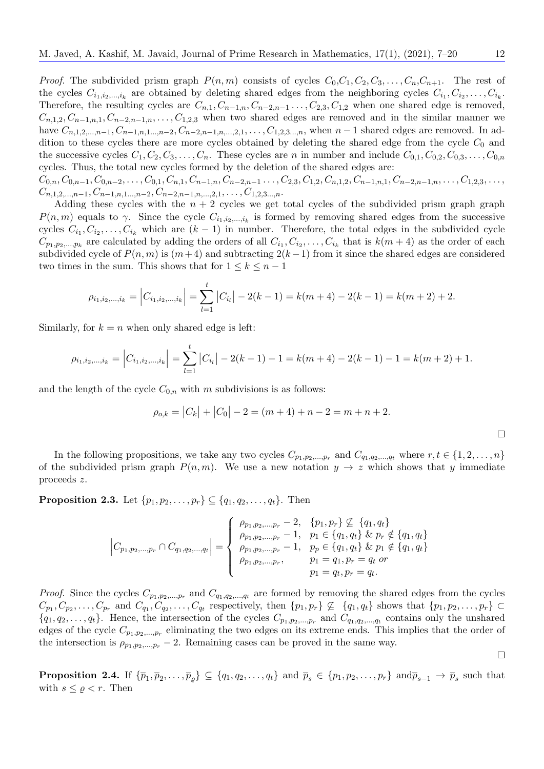*Proof.* The subdivided prism graph $P(n,m)$ consists of cycles $C_0, C_1, C_2, C_3, \ldots, C_n, C_{n+1}$. The rest of the cycles $C_{i_1,i_2,\ldots,i_k}$ are obtained by deleting shared edges from the neighboring cycles $C_{i_1}, C_{i_2}, \ldots, C_{i_k}$. Therefore, the resulting cycles are $C_{n,1}, C_{n-1,n}, C_{n-2,n-1} \ldots, C_{2,3}, C_{1,2}$ when one shared edge is removed, $C_{n,1,2}, C_{n-1,n,1}, C_{n-2,n-1,n}, \ldots, C_{1,2,3}$ when two shared edges are removed and in the similar manner we have $C_{n,1,2,\ldots,n-1}, C_{n-1,n,1\ldots,n-2}, C_{n-2,n-1,n,\ldots,2,1}, \ldots, C_{1,2,3\ldots,n}$, when $n-1$ shared edges are removed. In addition to these cycles there are more cycles obtained by deleting the shared edge from the cycle $C_0$ and the successive cycles $C_1, C_2, C_3, \ldots, C_n$. These cycles are $n$ in number and include $C_{0,1}, C_{0,2}, C_{0,3}, \ldots, C_{0,n}$ cycles. Thus, the total new cycles formed by the deletion of the shared edges are:
$C_{0,n}, C_{0,n-1}, C_{0,n-2}, \ldots, C_{0,1}, C_{n,1}, C_{n-1,n}, C_{n-2,n-1} \ldots, C_{2,3}, C_{1,2}, C_{n,1,2}, C_{n-1,n,1}, C_{n-2,n-1,n}, \ldots, C_{1,2,3}, \ldots,$ $C_{n,1,2,\ldots,n-1}, C_{n-1,n,1\ldots,n-2}, C_{n-2,n-1,n,\ldots,2,1}, \ldots, C_{1,2,3\ldots,n}$.

Adding these cycles with the $n+2$ cycles we get total cycles of the subdivided prism graph graph $P(n,m)$ equals to $\gamma$. Since the cycle $C_{i_1,i_2,\ldots,i_k}$ is formed by removing shared edges from the successive cycles $C_{i_1}, C_{i_2}, \ldots, C_{i_k}$ which are $(k-1)$ in number. Therefore, the total edges in the subdivided cycle $C_{p_1,p_2,\ldots,p_k}$ are calculated by adding the orders of all $C_{i_1}, C_{i_2}, \ldots, C_{i_k}$ that is $k(m+4)$ as the order of each subdivided cycle of $P(n,m)$ is $(m+4)$ and subtracting $2(k-1)$ from it since the shared edges are considered two times in the sum. This shows that for $1 \leq k \leq n-1$

$$\rho_{i_1,i_2,\ldots,i_k} = \left|C_{i_1,i_2,\ldots,i_k}\right| = \sum_{l=1}^{t} \left|C_{i_l}\right| - 2(k-1) = k(m+4) - 2(k-1) = k(m+2) + 2.$$

Similarly, for $k = n$ when only shared edge is left:

$$\rho_{i_1,i_2,\ldots,i_k} = \left|C_{i_1,i_2,\ldots,i_k}\right| = \sum_{l=1}^{t} \left|C_{i_l}\right| - 2(k-1) - 1 = k(m+4) - 2(k-1) - 1 = k(m+2) + 1.$$

and the length of the cycle $C_{0,n}$ with $m$ subdivisions is as follows:

$$\rho_{o,k} = \left|C_k\right| + \left|C_0\right| - 2 = (m+4) + n - 2 = m + n + 2.$$

□

In the following propositions, we take any two cycles $C_{p_1,p_2,\ldots,p_r}$ and $C_{q_1,q_2,\ldots,q_t}$ where $r, t \in \{1, 2, \ldots, n\}$ of the subdivided prism graph $P(n,m)$. We use a new notation $y \to z$ which shows that $y$ immediate proceeds $z$.

**Proposition 2.3.** Let $\{p_1, p_2, \ldots, p_r\} \subseteq \{q_1, q_2, \ldots, q_t\}$. Then

$$\left|C_{p_1,p_2,\ldots,p_r} \cap C_{q_1,q_2,\ldots,q_t}\right| = \begin{cases} \rho_{p_1,p_2,\ldots,p_r} - 2, & \{p_1, p_r\} \not\subseteq \{q_1, q_t\} \\ \rho_{p_1,p_2,\ldots,p_r} - 1, & p_1 \in \{q_1, q_t\} \ \& \ p_r \notin \{q_1, q_t\} \\ \rho_{p_1,p_2,\ldots,p_r} - 1, & p_p \in \{q_1, q_t\} \ \& \ p_1 \notin \{q_1, q_t\} \\ \rho_{p_1,p_2,\ldots,p_r}, & p_1 = q_1, p_r = q_t \text{ or} \\ & p_1 = q_t, p_r = q_t. \end{cases}$$

*Proof.* Since the cycles $C_{p_1,p_2,\ldots,p_r}$ and $C_{q_1,q_2,\ldots,q_t}$ are formed by removing the shared edges from the cycles $C_{p_1}, C_{p_2}, \ldots, C_{p_r}$ and $C_{q_1}, C_{q_2}, \ldots, C_{q_t}$ respectively, then $\{p_1, p_r\} \not\subseteq \{q_1, q_t\}$ shows that $\{p_1, p_2, \ldots, p_r\} \subset \{q_1, q_2, \ldots, q_t\}$. Hence, the intersection of the cycles $C_{p_1,p_2,\ldots,p_r}$ and $C_{q_1,q_2,\ldots,q_t}$ contains only the unshared edges of the cycle $C_{p_1,p_2,\ldots,p_r}$ eliminating the two edges on its extreme ends. This implies that the order of the intersection is $\rho_{p_1,p_2,\ldots,p_r} - 2$. Remaining cases can be proved in the same way.

□

**Proposition 2.4.** If $\{\overline{p}_1, \overline{p}_2, \ldots, \overline{p}_\varrho\} \subseteq \{q_1, q_2, \ldots, q_t\}$ and $\overline{p}_s \in \{p_1, p_2, \ldots, p_r\}$ and$\overline{p}_{s-1} \to \overline{p}_s$ such that with $s \leq \varrho < r$. Then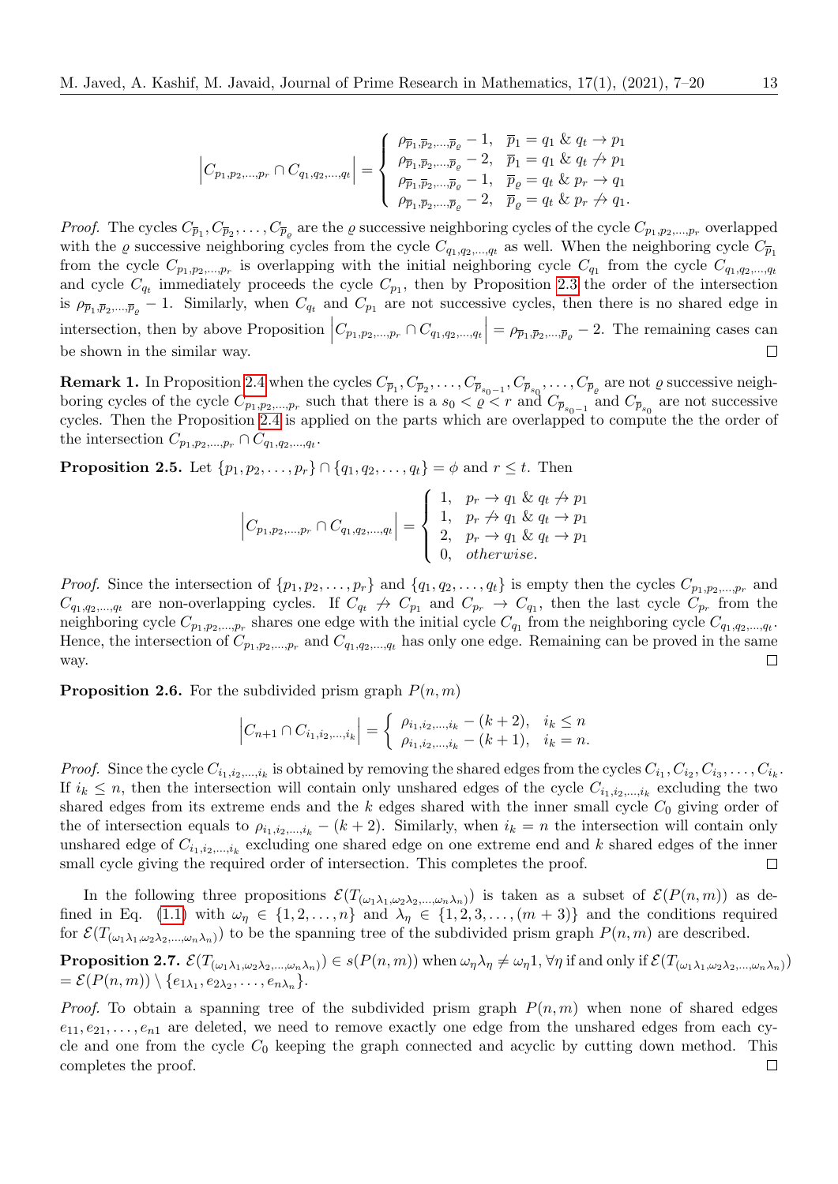$$\left|C_{p_1,p_2,\ldots,p_r} \cap C_{q_1,q_2,\ldots,q_t}\right| = \begin{cases} \rho_{\overline{p}_1,\overline{p}_2,\ldots,\overline{p}_\varrho} - 1, & \overline{p}_1 = q_1 \ \& \ q_t \to p_1 \\ \rho_{\overline{p}_1,\overline{p}_2,\ldots,\overline{p}_\varrho} - 2, & \overline{p}_1 = q_1 \ \& \ q_t \not\to p_1 \\ \rho_{\overline{p}_1,\overline{p}_2,\ldots,\overline{p}_\varrho} - 1, & \overline{p}_\varrho = q_t \ \& \ p_r \to q_1 \\ \rho_{\overline{p}_1,\overline{p}_2,\ldots,\overline{p}_\varrho} - 2, & \overline{p}_\varrho = q_t \ \& \ p_r \not\to q_1. \end{cases}$$

*Proof.* The cycles $C_{\overline{p}_1}, C_{\overline{p}_2}, \ldots, C_{\overline{p}_\varrho}$ are the $\varrho$ successive neighboring cycles of the cycle $C_{p_1,p_2,\ldots,p_r}$ overlapped with the $\varrho$ successive neighboring cycles from the cycle $C_{q_1,q_2,\ldots,q_t}$ as well. When the neighboring cycle $C_{\overline{p}_1}$ from the cycle $C_{p_1,p_2,\ldots,p_r}$ is overlapping with the initial neighboring cycle $C_{q_1}$ from the cycle $C_{q_1,q_2,\ldots,q_t}$ and cycle $C_{q_t}$ immediately proceeds the cycle $C_{p_1}$, then by Proposition 2.3 the order of the intersection is $\rho_{\overline{p}_1,\overline{p}_2,\ldots,\overline{p}_\varrho} - 1$. Similarly, when $C_{q_t}$ and $C_{p_1}$ are not successive cycles, then there is no shared edge in intersection, then by above Proposition $\left|C_{p_1,p_2,\ldots,p_r} \cap C_{q_1,q_2,\ldots,q_t}\right| = \rho_{\overline{p}_1,\overline{p}_2,\ldots,\overline{p}_\varrho} - 2$. The remaining cases can be shown in the similar way. □

**Remark 1.** In Proposition 2.4 when the cycles $C_{\overline{p}_1}, C_{\overline{p}_2}, \ldots, C_{\overline{p}_{s_0-1}}, C_{\overline{p}_{s_0}}, \ldots, C_{\overline{p}_\varrho}$ are not $\varrho$ successive neighboring cycles of the cycle $C_{p_1,p_2,\ldots,p_r}$ such that there is a $s_0 < \varrho < r$ and $C_{\overline{p}_{s_0-1}}$ and $C_{\overline{p}_{s_0}}$ are not successive cycles. Then the Proposition 2.4 is applied on the parts which are overlapped to compute the the order of the intersection $C_{p_1,p_2,\ldots,p_r} \cap C_{q_1,q_2,\ldots,q_t}$.

**Proposition 2.5.** Let $\{p_1, p_2, \ldots, p_r\} \cap \{q_1, q_2, \ldots, q_t\} = \phi$ and $r \leq t$. Then

$$\left|C_{p_1,p_2,\ldots,p_r} \cap C_{q_1,q_2,\ldots,q_t}\right| = \begin{cases} 1, & p_r \to q_1 \ \& \ q_t \not\to p_1 \\ 1, & p_r \not\to q_1 \ \& \ q_t \to p_1 \\ 2, & p_r \to q_1 \ \& \ q_t \to p_1 \\ 0, & \textit{otherwise}. \end{cases}$$

*Proof.* Since the intersection of $\{p_1, p_2, \ldots, p_r\}$ and $\{q_1, q_2, \ldots, q_t\}$ is empty then the cycles $C_{p_1,p_2,\ldots,p_r}$ and $C_{q_1,q_2,\ldots,q_t}$ are non-overlapping cycles. If $C_{q_t} \not\to C_{p_1}$ and $C_{p_r} \to C_{q_1}$, then the last cycle $C_{p_r}$ from the neighboring cycle $C_{p_1,p_2,\ldots,p_r}$ shares one edge with the initial cycle $C_{q_1}$ from the neighboring cycle $C_{q_1,q_2,\ldots,q_t}$. Hence, the intersection of $C_{p_1,p_2,\ldots,p_r}$ and $C_{q_1,q_2,\ldots,q_t}$ has only one edge. Remaining can be proved in the same way. □

**Proposition 2.6.** For the subdivided prism graph $P(n, m)$

$$\left|C_{n+1} \cap C_{i_1,i_2,\ldots,i_k}\right| = \begin{cases} \rho_{i_1,i_2,\ldots,i_k} - (k+2), & i_k \leq n \\ \rho_{i_1,i_2,\ldots,i_k} - (k+1), & i_k = n. \end{cases}$$

*Proof.* Since the cycle $C_{i_1,i_2,\ldots,i_k}$ is obtained by removing the shared edges from the cycles $C_{i_1}, C_{i_2}, C_{i_3}, \ldots, C_{i_k}$. If $i_k \leq n$, then the intersection will contain only unshared edges of the cycle $C_{i_1,i_2,\ldots,i_k}$ excluding the two shared edges from its extreme ends and the $k$ edges shared with the inner small cycle $C_0$ giving order of the of intersection equals to $\rho_{i_1,i_2,\ldots,i_k} - (k+2)$. Similarly, when $i_k = n$ the intersection will contain only unshared edge of $C_{i_1,i_2,\ldots,i_k}$ excluding one shared edge on one extreme end and $k$ shared edges of the inner small cycle giving the required order of intersection. This completes the proof. □

In the following three propositions $\mathcal{E}(T_{(\omega_1\lambda_1,\omega_2\lambda_2,\ldots,\omega_n\lambda_n)})$ is taken as a subset of $\mathcal{E}(P(n,m))$ as defined in Eq. (1.1) with $\omega_\eta \in \{1, 2, \ldots, n\}$ and $\lambda_\eta \in \{1, 2, 3, \ldots, (m+3)\}$ and the conditions required for $\mathcal{E}(T_{(\omega_1\lambda_1,\omega_2\lambda_2,\ldots,\omega_n\lambda_n)})$ to be the spanning tree of the subdivided prism graph $P(n, m)$ are described.

**Proposition 2.7.** $\mathcal{E}(T_{(\omega_1\lambda_1,\omega_2\lambda_2,\ldots,\omega_n\lambda_n)}) \in s(P(n,m))$ when $\omega_\eta\lambda_\eta \neq \omega_\eta 1$, $\forall \eta$ if and only if $\mathcal{E}(T_{(\omega_1\lambda_1,\omega_2\lambda_2,\ldots,\omega_n\lambda_n)}) = \mathcal{E}(P(n,m)) \setminus \{e_{1\lambda_1}, e_{2\lambda_2}, \ldots, e_{n\lambda_n}\}$.

*Proof.* To obtain a spanning tree of the subdivided prism graph $P(n, m)$ when none of shared edges $e_{11}, e_{21}, \ldots, e_{n1}$ are deleted, we need to remove exactly one edge from the unshared edges from each cycle and one from the cycle $C_0$ keeping the graph connected and acyclic by cutting down method. This completes the proof. □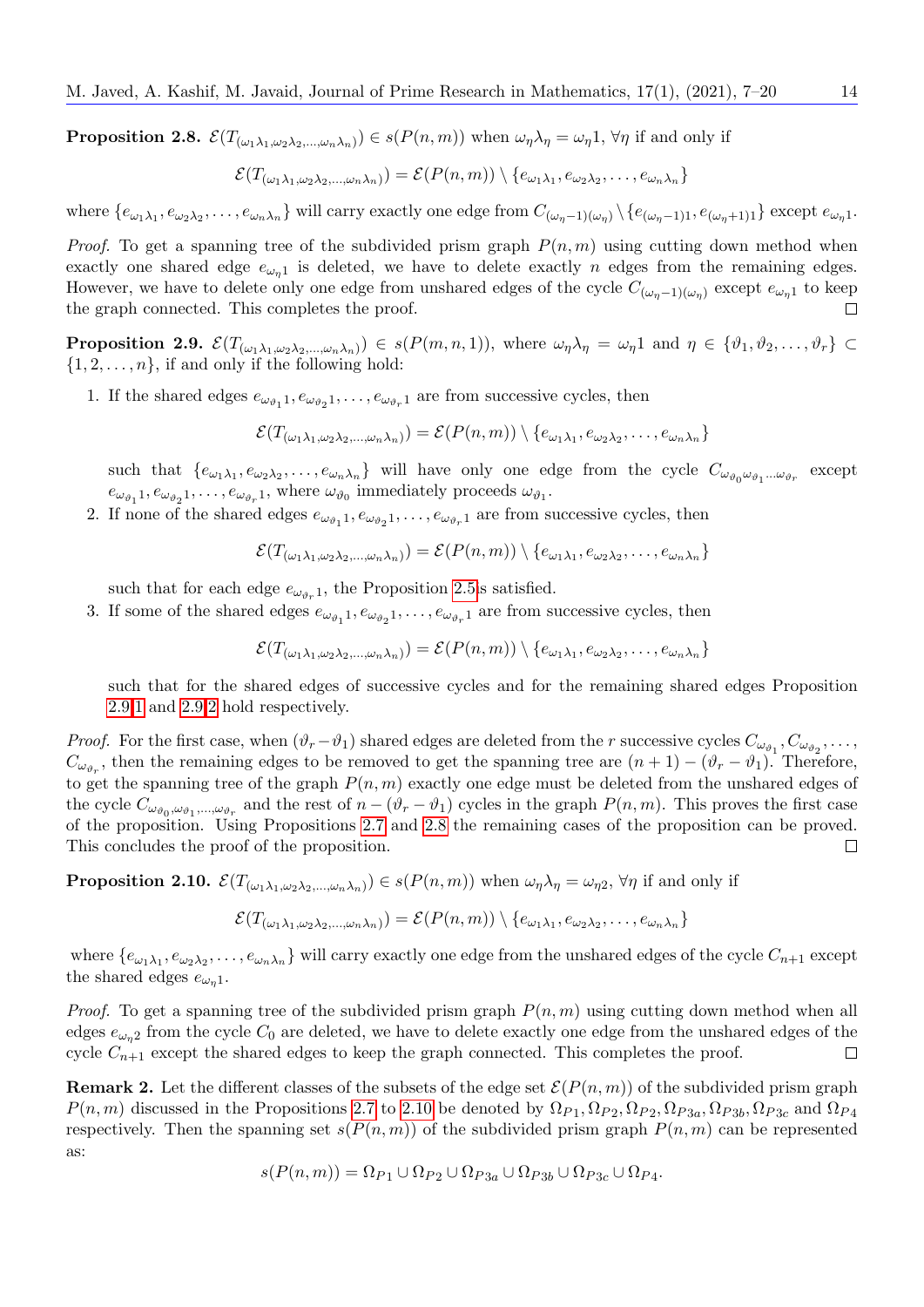**Proposition 2.8.** $\mathcal{E}(T_{(\omega_1\lambda_1,\omega_2\lambda_2,\ldots,\omega_n\lambda_n)}) \in s(P(n,m))$ when $\omega_\eta\lambda_\eta = \omega_\eta 1$, $\forall\eta$ if and only if

$$\mathcal{E}(T_{(\omega_1\lambda_1,\omega_2\lambda_2,\ldots,\omega_n\lambda_n)}) = \mathcal{E}(P(n,m)) \setminus \{e_{\omega_1\lambda_1}, e_{\omega_2\lambda_2}, \ldots, e_{\omega_n\lambda_n}\}$$

where $\{e_{\omega_1\lambda_1}, e_{\omega_2\lambda_2}, \ldots, e_{\omega_n\lambda_n}\}$ will carry exactly one edge from $C_{(\omega_\eta-1)(\omega_\eta)} \setminus \{e_{(\omega_\eta-1)1}, e_{(\omega_\eta+1)1}\}$ except $e_{\omega_\eta 1}$.

*Proof.* To get a spanning tree of the subdivided prism graph $P(n,m)$ using cutting down method when exactly one shared edge $e_{\omega_\eta 1}$ is deleted, we have to delete exactly $n$ edges from the remaining edges. However, we have to delete only one edge from unshared edges of the cycle $C_{(\omega_\eta-1)(\omega_\eta)}$ except $e_{\omega_\eta 1}$ to keep the graph connected. This completes the proof. □

**Proposition 2.9.** $\mathcal{E}(T_{(\omega_1\lambda_1,\omega_2\lambda_2,\ldots,\omega_n\lambda_n)}) \in s(P(m,n,1))$, where $\omega_\eta\lambda_\eta = \omega_\eta 1$ and $\eta \in \{\vartheta_1, \vartheta_2, \ldots, \vartheta_r\} \subset \{1,2,\ldots,n\}$, if and only if the following hold:

1. If the shared edges $e_{\omega_{\vartheta_1}1}, e_{\omega_{\vartheta_2}1}, \ldots, e_{\omega_{\vartheta_r}1}$ are from successive cycles, then

$$\mathcal{E}(T_{(\omega_1\lambda_1,\omega_2\lambda_2,\ldots,\omega_n\lambda_n)}) = \mathcal{E}(P(n,m)) \setminus \{e_{\omega_1\lambda_1}, e_{\omega_2\lambda_2}, \ldots, e_{\omega_n\lambda_n}\}$$

   such that $\{e_{\omega_1\lambda_1}, e_{\omega_2\lambda_2}, \ldots, e_{\omega_n\lambda_n}\}$ will have only one edge from the cycle $C_{\omega_{\vartheta_0}\omega_{\vartheta_1}\ldots\omega_{\vartheta_r}}$ except $e_{\omega_{\vartheta_1}1}, e_{\omega_{\vartheta_2}1}, \ldots, e_{\omega_{\vartheta_r}1}$, where $\omega_{\vartheta_0}$ immediately proceeds $\omega_{\vartheta_1}$.

2. If none of the shared edges $e_{\omega_{\vartheta_1}1}, e_{\omega_{\vartheta_2}1}, \ldots, e_{\omega_{\vartheta_r}1}$ are from successive cycles, then

$$\mathcal{E}(T_{(\omega_1\lambda_1,\omega_2\lambda_2,\ldots,\omega_n\lambda_n)}) = \mathcal{E}(P(n,m)) \setminus \{e_{\omega_1\lambda_1}, e_{\omega_2\lambda_2}, \ldots, e_{\omega_n\lambda_n}\}$$

   such that for each edge $e_{\omega_{\vartheta_r}1}$, the Proposition 2.5 is satisfied.

3. If some of the shared edges $e_{\omega_{\vartheta_1}1}, e_{\omega_{\vartheta_2}1}, \ldots, e_{\omega_{\vartheta_r}1}$ are from successive cycles, then

$$\mathcal{E}(T_{(\omega_1\lambda_1,\omega_2\lambda_2,\ldots,\omega_n\lambda_n)}) = \mathcal{E}(P(n,m)) \setminus \{e_{\omega_1\lambda_1}, e_{\omega_2\lambda_2}, \ldots, e_{\omega_n\lambda_n}\}$$

   such that for the shared edges of successive cycles and for the remaining shared edges Proposition 2.9.1 and 2.9.2 hold respectively.

*Proof.* For the first case, when $(\vartheta_r - \vartheta_1)$ shared edges are deleted from the $r$ successive cycles $C_{\omega_{\vartheta_1}}, C_{\omega_{\vartheta_2}}, \ldots, C_{\omega_{\vartheta_r}}$, then the remaining edges to be removed to get the spanning tree are $(n+1) - (\vartheta_r - \vartheta_1)$. Therefore, to get the spanning tree of the graph $P(n,m)$ exactly one edge must be deleted from the unshared edges of the cycle $C_{\omega_{\vartheta_0},\omega_{\vartheta_1},\ldots,\omega_{\vartheta_r}}$ and the rest of $n - (\vartheta_r - \vartheta_1)$ cycles in the graph $P(n,m)$. This proves the first case of the proposition. Using Propositions 2.7 and 2.8 the remaining cases of the proposition can be proved. This concludes the proof of the proposition. □

**Proposition 2.10.** $\mathcal{E}(T_{(\omega_1\lambda_1,\omega_2\lambda_2,\ldots,\omega_n\lambda_n)}) \in s(P(n,m))$ when $\omega_\eta\lambda_\eta = \omega_\eta 2$, $\forall\eta$ if and only if

$$\mathcal{E}(T_{(\omega_1\lambda_1,\omega_2\lambda_2,\ldots,\omega_n\lambda_n)}) = \mathcal{E}(P(n,m)) \setminus \{e_{\omega_1\lambda_1}, e_{\omega_2\lambda_2}, \ldots, e_{\omega_n\lambda_n}\}$$

where $\{e_{\omega_1\lambda_1}, e_{\omega_2\lambda_2}, \ldots, e_{\omega_n\lambda_n}\}$ will carry exactly one edge from the unshared edges of the cycle $C_{n+1}$ except the shared edges $e_{\omega_\eta 1}$.

*Proof.* To get a spanning tree of the subdivided prism graph $P(n,m)$ using cutting down method when all edges $e_{\omega_\eta 2}$ from the cycle $C_0$ are deleted, we have to delete exactly one edge from the unshared edges of the cycle $C_{n+1}$ except the shared edges to keep the graph connected. This completes the proof. □

**Remark 2.** Let the different classes of the subsets of the edge set $\mathcal{E}(P(n,m))$ of the subdivided prism graph $P(n,m)$ discussed in the Propositions 2.7 to 2.10 be denoted by $\Omega_{P1}, \Omega_{P2}, \Omega_{P2}, \Omega_{P3a}, \Omega_{P3b}, \Omega_{P3c}$ and $\Omega_{P4}$ respectively. Then the spanning set $s(P(n,m))$ of the subdivided prism graph $P(n,m)$ can be represented as:

$$s(P(n,m)) = \Omega_{P1} \cup \Omega_{P2} \cup \Omega_{P3a} \cup \Omega_{P3b} \cup \Omega_{P3c} \cup \Omega_{P4}.$$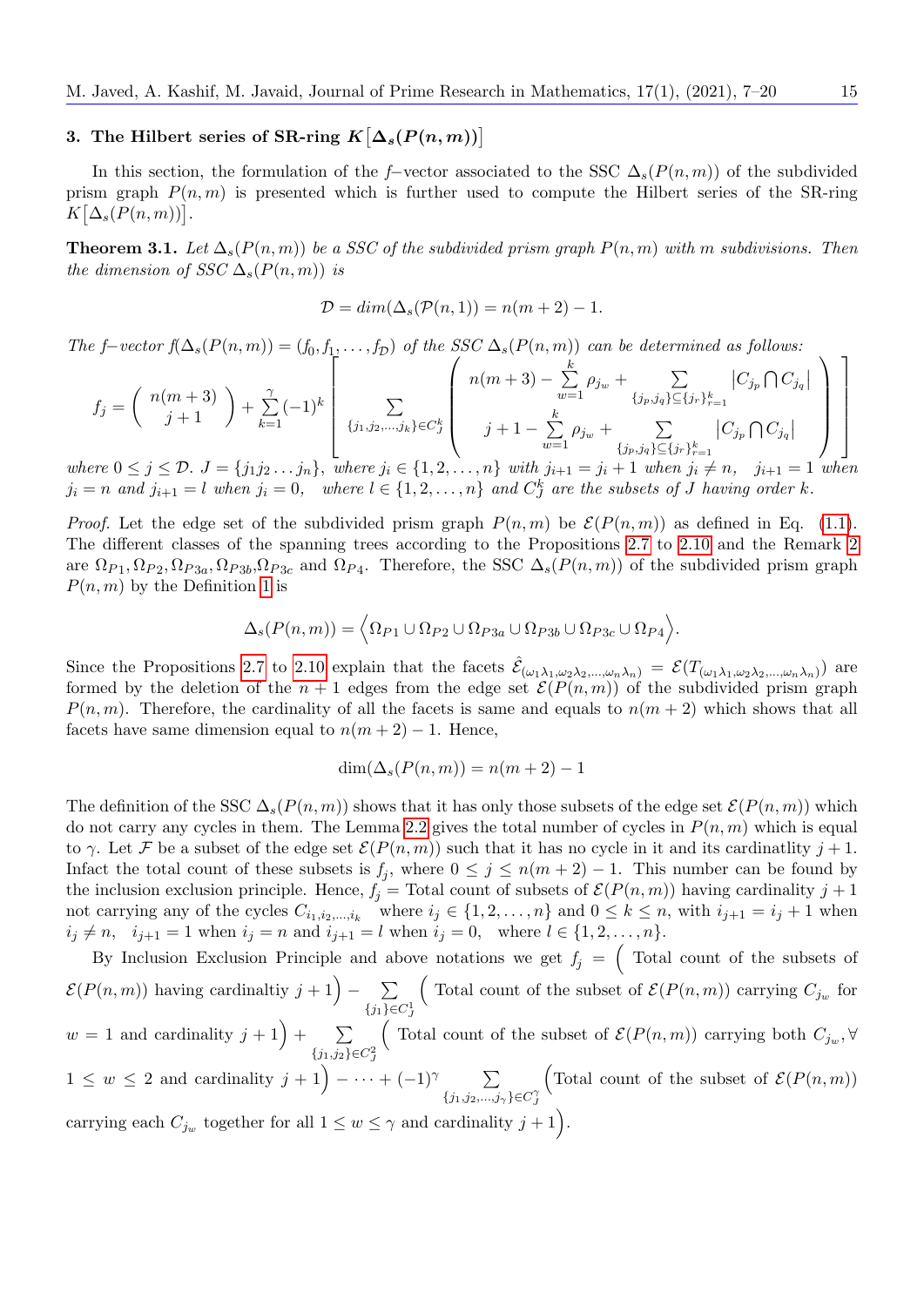## 3. The Hilbert series of SR-ring $K\big[\Delta_s(P(n,m))\big]$

In this section, the formulation of the $f$−vector associated to the SSC $\Delta_s(P(n,m))$ of the subdivided prism graph $P(n,m)$ is presented which is further used to compute the Hilbert series of the SR-ring $K\big[\Delta_s(P(n,m))\big]$.

**Theorem 3.1.** *Let $\Delta_s(P(n,m))$ be a SSC of the subdivided prism graph $P(n,m)$ with $m$ subdivisions. Then the dimension of SSC $\Delta_s(P(n,m))$ is*

$$\mathcal{D} = dim(\Delta_s(\mathcal{P}(n,1)) = n(m+2) - 1.$$

*The $f$−vector $f(\Delta_s(P(n,m)) = (f_0, f_1, \ldots, f_{\mathcal{D}})$ of the SSC $\Delta_s(P(n,m))$ can be determined as follows:*

$$f_j = \begin{pmatrix} n(m+3) \\ j+1 \end{pmatrix} + \sum_{k=1}^{\gamma} (-1)^k \left[ \sum_{\{j_1,j_2,\ldots,j_k\} \in C_J^k} \begin{pmatrix} n(m+3) - \sum\limits_{w=1}^{k} \rho_{j_w} + \sum\limits_{\{j_p,j_q\} \subseteq \{j_r\}_{r=1}^k} \left|C_{j_p} \bigcap C_{j_q}\right| \\ j+1 - \sum\limits_{w=1}^{k} \rho_{j_w} + \sum\limits_{\{j_p,j_q\} \subseteq \{j_r\}_{r=1}^k} \left|C_{j_p} \bigcap C_{j_q}\right| \end{pmatrix} \right]$$

*where $0 \leq j \leq \mathcal{D}$. $J = \{j_1 j_2 \ldots j_n\}$, where $j_i \in \{1, 2, \ldots, n\}$ with $j_{i+1} = j_i + 1$ when $j_i \neq n$, $\;j_{i+1} = 1$ when $j_i = n$ and $j_{i+1} = l$ when $j_i = 0$, $\;$ where $l \in \{1, 2, \ldots, n\}$ and $C_J^k$ are the subsets of $J$ having order $k$.*

*Proof.* Let the edge set of the subdivided prism graph $P(n,m)$ be $\mathcal{E}(P(n,m))$ as defined in Eq. (1.1). The different classes of the spanning trees according to the Propositions 2.7 to 2.10 and the Remark 2 are $\Omega_{P1}, \Omega_{P2}, \Omega_{P3a}, \Omega_{P3b}, \Omega_{P3c}$ and $\Omega_{P4}$. Therefore, the SSC $\Delta_s(P(n,m))$ of the subdivided prism graph $P(n,m)$ by the Definition 1 is

$$\Delta_s(P(n,m)) = \Big\langle \Omega_{P1} \cup \Omega_{P2} \cup \Omega_{P3a} \cup \Omega_{P3b} \cup \Omega_{P3c} \cup \Omega_{P4} \Big\rangle.$$

Since the Propositions 2.7 to 2.10 explain that the facets $\hat{\mathcal{E}}_{(\omega_1\lambda_1,\omega_2\lambda_2,\ldots,\omega_n\lambda_n)} = \mathcal{E}(T_{(\omega_1\lambda_1,\omega_2\lambda_2,\ldots,\omega_n\lambda_n)})$ are formed by the deletion of the $n+1$ edges from the edge set $\mathcal{E}(P(n,m))$ of the subdivided prism graph $P(n,m)$. Therefore, the cardinality of all the facets is same and equals to $n(m+2)$ which shows that all facets have same dimension equal to $n(m+2) - 1$. Hence,

$$\dim(\Delta_s(P(n,m)) = n(m+2) - 1$$

The definition of the SSC $\Delta_s(P(n,m))$ shows that it has only those subsets of the edge set $\mathcal{E}(P(n,m))$ which do not carry any cycles in them. The Lemma 2.2 gives the total number of cycles in $P(n,m)$ which is equal to $\gamma$. Let $\mathcal{F}$ be a subset of the edge set $\mathcal{E}(P(n,m))$ such that it has no cycle in it and its cardinatlity $j+1$. Infact the total count of these subsets is $f_j$, where $0 \leq j \leq n(m+2) - 1$. This number can be found by the inclusion exclusion principle. Hence, $f_j =$ Total count of subsets of $\mathcal{E}(P(n,m))$ having cardinality $j+1$ not carrying any of the cycles $C_{i_1,i_2,\ldots,i_k}$ where $i_j \in \{1, 2, \ldots, n\}$ and $0 \leq k \leq n$, with $i_{j+1} = i_j + 1$ when $i_j \neq n$, $\;i_{j+1} = 1$ when $i_j = n$ and $i_{j+1} = l$ when $i_j = 0$, $\;$ where $l \in \{1, 2, \ldots, n\}$.

By Inclusion Exclusion Principle and above notations we get $f_j = \Big($ Total count of the subsets of $\mathcal{E}(P(n,m))$ having cardinaltiy $j+1\Big) - \sum\limits_{\{j_1\} \in C_J^1} \Big($ Total count of the subset of $\mathcal{E}(P(n,m))$ carrying $C_{j_w}$ for $w = 1$ and cardinality $j+1\Big) + \sum\limits_{\{j_1,j_2\} \in C_J^2} \Big($ Total count of the subset of $\mathcal{E}(P(n,m))$ carrying both $C_{j_w}, \forall$ $1 \leq w \leq 2$ and cardinality $j+1\Big) - \cdots + (-1)^{\gamma} \sum\limits_{\{j_1,j_2,\ldots,j_\gamma\} \in C_J^\gamma} \Big($Total count of the subset of $\mathcal{E}(P(n,m))$ carrying each $C_{j_w}$ together for all $1 \leq w \leq \gamma$ and cardinality $j+1\Big)$.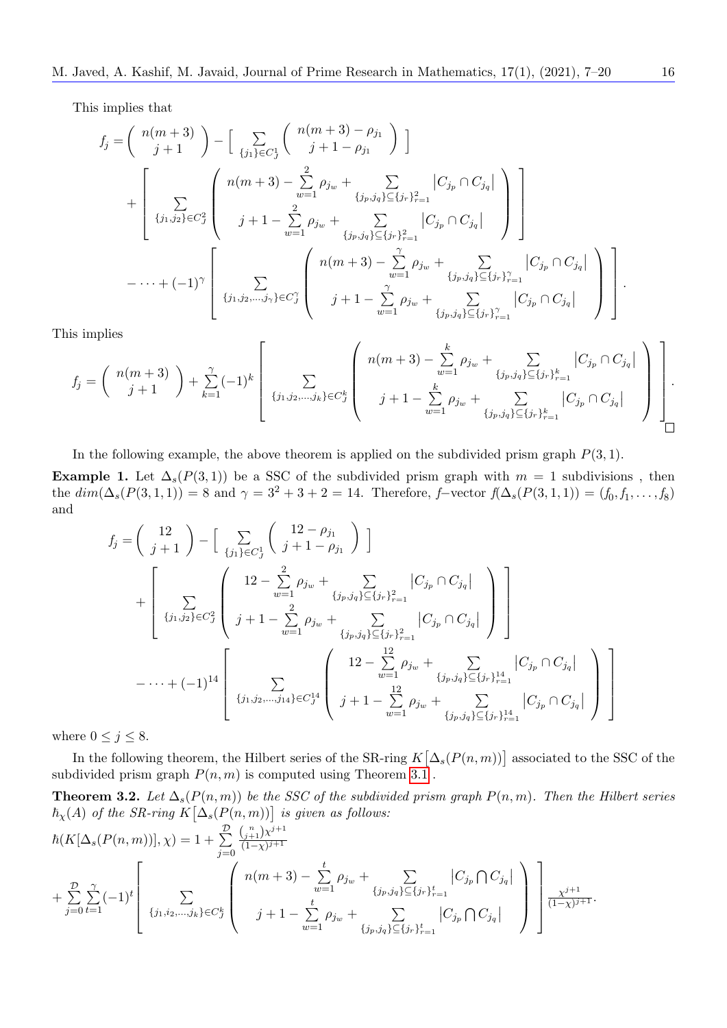This implies that

$$f_j = \binom{n(m+3)}{j+1} - \Big[ \sum_{\{j_1\}\in C_j^1} \binom{n(m+3)-\rho_{j_1}}{j+1-\rho_{j_1}} \Big]$$

$$+ \left[ \sum_{\{j_1,j_2\}\in C_j^2} \begin{pmatrix} n(m+3) - \sum\limits_{w=1}^{2} \rho_{j_w} + \sum\limits_{\{j_p,j_q\}\subseteq\{j_r\}_{r=1}^{2}} \left|C_{j_p}\cap C_{j_q}\right| \\ j+1 - \sum\limits_{w=1}^{2} \rho_{j_w} + \sum\limits_{\{j_p,j_q\}\subseteq\{j_r\}_{r=1}^{2}} \left|C_{j_p}\cap C_{j_q}\right| \end{pmatrix} \right]$$

$$- \cdots + (-1)^{\gamma} \left[ \sum_{\{j_1,j_2,\ldots,j_\gamma\}\in C_j^{\gamma}} \begin{pmatrix} n(m+3) - \sum\limits_{w=1}^{\gamma} \rho_{j_w} + \sum\limits_{\{j_p,j_q\}\subseteq\{j_r\}_{r=1}^{\gamma}} \left|C_{j_p}\cap C_{j_q}\right| \\ j+1 - \sum\limits_{w=1}^{\gamma} \rho_{j_w} + \sum\limits_{\{j_p,j_q\}\subseteq\{j_r\}_{r=1}^{\gamma}} \left|C_{j_p}\cap C_{j_q}\right| \end{pmatrix} \right].$$

This implies

$$f_j = \binom{n(m+3)}{j+1} + \sum_{k=1}^{\gamma} (-1)^k \left[ \sum_{\{j_1,j_2,\ldots,j_k\}\in C_j^{k}} \begin{pmatrix} n(m+3) - \sum\limits_{w=1}^{k} \rho_{j_w} + \sum\limits_{\{j_p,j_q\}\subseteq\{j_r\}_{r=1}^{k}} \left|C_{j_p}\cap C_{j_q}\right| \\ j+1 - \sum\limits_{w=1}^{k} \rho_{j_w} + \sum\limits_{\{j_p,j_q\}\subseteq\{j_r\}_{r=1}^{k}} \left|C_{j_p}\cap C_{j_q}\right| \end{pmatrix} \right]. \qquad \square$$

In the following example, the above theorem is applied on the subdivided prism graph $P(3,1)$.

**Example 1.** Let $\Delta_s(P(3,1))$ be a SSC of the subdivided prism graph with $m=1$ subdivisions , then the $dim(\Delta_s(P(3,1,1)) = 8$ and $\gamma = 3^2+3+2 = 14$. Therefore, $f$–vector $f(\Delta_s(P(3,1,1)) = (f_0, f_1, \ldots, f_8)$ and

$$f_j = \binom{12}{j+1} - \Big[ \sum_{\{j_1\}\in C_j^1} \binom{12-\rho_{j_1}}{j+1-\rho_{j_1}} \Big]$$

$$+ \left[ \sum_{\{j_1,j_2\}\in C_j^2} \begin{pmatrix} 12 - \sum\limits_{w=1}^{2} \rho_{j_w} + \sum\limits_{\{j_p,j_q\}\subseteq\{j_r\}_{r=1}^{2}} \left|C_{j_p}\cap C_{j_q}\right| \\ j+1 - \sum\limits_{w=1}^{2} \rho_{j_w} + \sum\limits_{\{j_p,j_q\}\subseteq\{j_r\}_{r=1}^{2}} \left|C_{j_p}\cap C_{j_q}\right| \end{pmatrix} \right]$$

$$- \cdots + (-1)^{14} \left[ \sum_{\{j_1,j_2,\ldots,j_{14}\}\in C_j^{14}} \begin{pmatrix} 12 - \sum\limits_{w=1}^{12} \rho_{j_w} + \sum\limits_{\{j_p,j_q\}\subseteq\{j_r\}_{r=1}^{14}} \left|C_{j_p}\cap C_{j_q}\right| \\ j+1 - \sum\limits_{w=1}^{12} \rho_{j_w} + \sum\limits_{\{j_p,j_q\}\subseteq\{j_r\}_{r=1}^{14}} \left|C_{j_p}\cap C_{j_q}\right| \end{pmatrix} \right]$$

where $0 \leq j \leq 8$.

In the following theorem, the Hilbert series of the SR-ring $K\big[\Delta_s(P(n,m))\big]$ associated to the SSC of the subdivided prism graph $P(n,m)$ is computed using Theorem 3.1 .

**Theorem 3.2.** *Let $\Delta_s(P(n,m))$ be the SSC of the subdivided prism graph $P(n,m)$. Then the Hilbert series $\hbar_\chi(A)$ of the SR-ring $K\big[\Delta_s(P(n,m))\big]$ is given as follows:*

$$\hbar(K[\Delta_s(P(n,m))],\chi) = 1 + \sum_{j=0}^{\mathcal{D}} \frac{\binom{n}{j+1}\chi^{j+1}}{(1-\chi)^{j+1}}$$

$$+ \sum_{j=0}^{\mathcal{D}} \sum_{t=1}^{\gamma} (-1)^t \left[ \sum_{\{j_1,i_2,\ldots,j_k\}\in C_j^{k}} \begin{pmatrix} n(m+3) - \sum\limits_{w=1}^{t} \rho_{j_w} + \sum\limits_{\{j_p,j_q\}\subseteq\{j_r\}_{r=1}^{t}} \left|C_{j_p}\bigcap C_{j_q}\right| \\ j+1 - \sum\limits_{w=1}^{t} \rho_{j_w} + \sum\limits_{\{j_p,j_q\}\subseteq\{j_r\}_{r=1}^{t}} \left|C_{j_p}\bigcap C_{j_q}\right| \end{pmatrix} \right] \frac{\chi^{j+1}}{(1-\chi)^{j+1}}.$$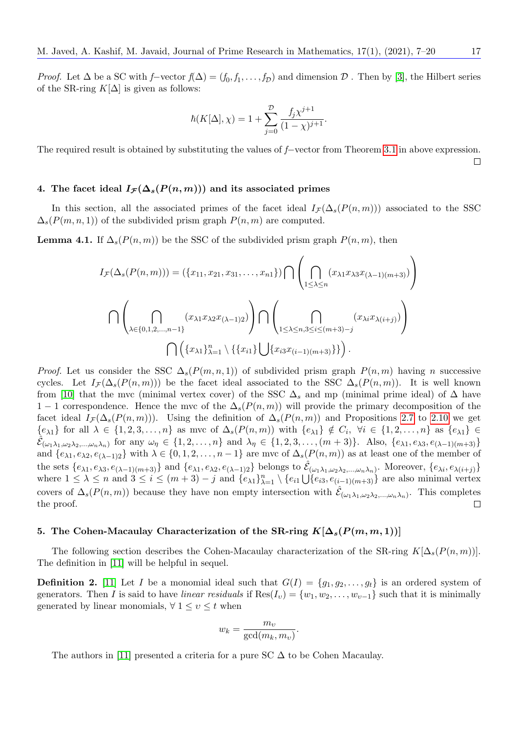*Proof.* Let $\Delta$ be a SC with $f$−vector $f(\Delta) = (f_0, f_1, \ldots, f_{\mathcal{D}})$ and dimension $\mathcal{D}$ . Then by [3], the Hilbert series of the SR-ring $K[\Delta]$ is given as follows:

$$\hbar(K[\Delta], \chi) = 1 + \sum_{j=0}^{\mathcal{D}} \frac{f_j \chi^{j+1}}{(1-\chi)^{j+1}}.$$

The required result is obtained by substituting the values of $f$−vector from Theorem 3.1 in above expression. □

### 4. The facet ideal $I_{\mathcal{F}}(\Delta_s(P(n,m)))$ and its associated primes

In this section, all the associated primes of the facet ideal $I_{\mathcal{F}}(\Delta_s(P(n,m)))$ associated to the SSC $\Delta_s(P(m,n,1))$ of the subdivided prism graph $P(n,m)$ are computed.

**Lemma 4.1.** If $\Delta_s(P(n,m))$ be the SSC of the subdivided prism graph $P(n,m)$, then

$$I_{\mathcal{F}}(\Delta_s(P(n,m))) = (\{x_{11}, x_{21}, x_{31}, \ldots, x_{n1}\}) \bigcap \left( \bigcap_{1 \le \lambda \le n} (x_{\lambda 1} x_{\lambda 3} x_{(\lambda-1)(m+3)}) \right)$$

$$\bigcap \left( \bigcap_{\lambda \in \{0,1,2,\ldots,n-1\}} (x_{\lambda 1} x_{\lambda 2} x_{(\lambda-1)2}) \right) \bigcap \left( \bigcap_{1 \le \lambda \le n, 3 \le i \le (m+3)-j} (x_{\lambda i} x_{\lambda(i+j)}) \right)$$

$$\bigcap \left( \{x_{\lambda 1}\}_{\lambda=1}^{n} \setminus \{\{x_{i1}\} \bigcup \{x_{i3} x_{(i-1)(m+3)}\}\} \right).$$

*Proof.* Let us consider the SSC $\Delta_s(P(m,n,1))$ of subdivided prism graph $P(n,m)$ having $n$ successive cycles. Let $I_{\mathcal{F}}(\Delta_s(P(n,m)))$ be the facet ideal associated to the SSC $\Delta_s(P(n,m))$. It is well known from [10] that the mvc (minimal vertex cover) of the SSC $\Delta_s$ and mp (minimal prime ideal) of $\Delta$ have $1-1$ correspondence. Hence the mvc of the $\Delta_s(P(n,m))$ will provide the primary decomposition of the facet ideal $I_{\mathcal{F}}(\Delta_s(P(n,m)))$. Using the definition of $\Delta_s(P(n,m))$ and Propositions 2.7 to 2.10 we get $\{e_{\lambda 1}\}$ for all $\lambda \in \{1,2,3,\ldots,n\}$ as mvc of $\Delta_s(P(n,m))$ with $\{e_{\lambda 1}\} \notin C_i$, $\forall i \in \{1,2,\ldots,n\}$ as $\{e_{\lambda 1}\} \in \hat{\mathcal{E}}_{(\omega_1\lambda_1, \omega_2\lambda_2, \ldots, \omega_n\lambda_n)}$ for any $\omega_\eta \in \{1,2,\ldots,n\}$ and $\lambda_\eta \in \{1,2,3,\ldots,(m+3)\}$. Also, $\{e_{\lambda 1}, e_{\lambda 3}, e_{(\lambda-1)(m+3)}\}$ and $\{e_{\lambda 1}, e_{\lambda 2}, e_{(\lambda-1)2}\}$ with $\lambda \in \{0,1,2,\ldots,n-1\}$ are mvc of $\Delta_s(P(n,m))$ as at least one of the member of the sets $\{e_{\lambda 1}, e_{\lambda 3}, e_{(\lambda-1)(m+3)}\}$ and $\{e_{\lambda 1}, e_{\lambda 2}, e_{(\lambda-1)2}\}$ belongs to $\hat{\mathcal{E}}_{(\omega_1\lambda_1, \omega_2\lambda_2, \ldots, \omega_n\lambda_n)}$. Moreover, $\{e_{\lambda i}, e_{\lambda(i+j)}\}$ where $1 \le \lambda \le n$ and $3 \le i \le (m+3)-j$ and $\{e_{\lambda 1}\}_{\lambda=1}^{n} \setminus \{e_{i1} \bigcup \{e_{i3}, e_{(i-1)(m+3)}\}$ are also minimal vertex covers of $\Delta_s(P(n,m))$ because they have non empty intersection with $\hat{\mathcal{E}}_{(\omega_1\lambda_1, \omega_2\lambda_2, \ldots, \omega_n\lambda_n)}$. This completes the proof. □

### 5. The Cohen-Macaulay Characterization of the SR-ring $K[\Delta_s(P(m,m,1))]$

The following section describes the Cohen-Macaulay characterization of the SR-ring $K[\Delta_s(P(n,m))]$. The definition in [11] will be helpful in sequel.

**Definition 2.** [11] Let $I$ be a monomial ideal such that $G(I) = \{g_1, g_2, \ldots, g_t\}$ is an ordered system of generators. Then $I$ is said to have *linear residuals* if $\text{Res}(I_\upsilon) = \{w_1, w_2, \ldots, w_{\upsilon-1}\}$ such that it is minimally generated by linear monomials, $\forall\ 1 \le \upsilon \le t$ when

$$w_k = \frac{m_\upsilon}{\gcd(m_k, m_\upsilon)}.$$

The authors in [11] presented a criteria for a pure SC $\Delta$ to be Cohen Macaulay.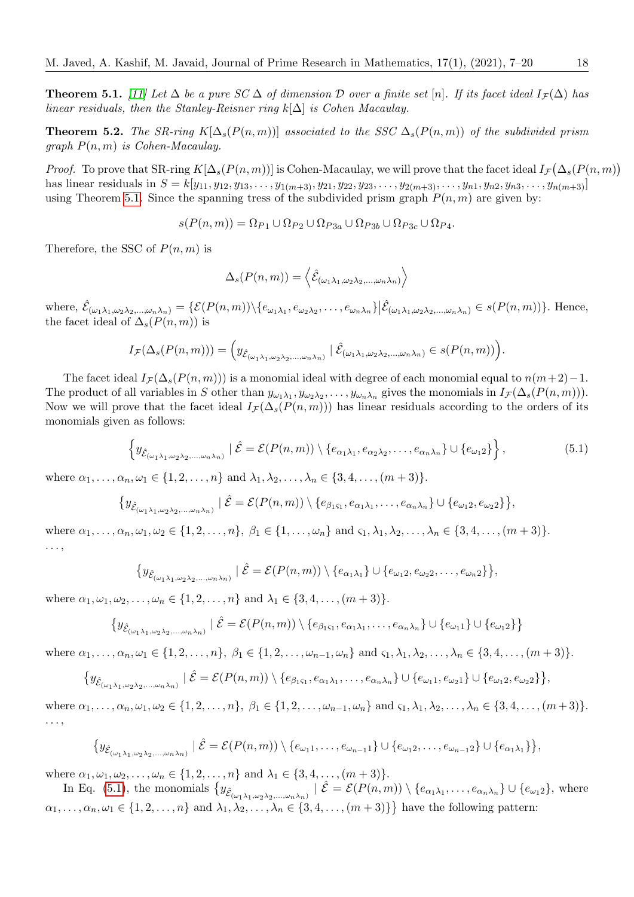**Theorem 5.1.** [11] *Let $\Delta$ be a pure SC $\Delta$ of dimension $\mathcal{D}$ over a finite set $[n]$. If its facet ideal $I_{\mathcal{F}}(\Delta)$ has linear residuals, then the Stanley-Reisner ring $k[\Delta]$ is Cohen Macaulay.*

**Theorem 5.2.** *The SR-ring $K[\Delta_s(P(n,m))]$ associated to the SSC $\Delta_s(P(n,m))$ of the subdivided prism graph $P(n,m)$ is Cohen-Macaulay.*

*Proof.* To prove that SR-ring $K[\Delta_s(P(n,m))]$ is Cohen-Macaulay, we will prove that the facet ideal $I_{\mathcal{F}}\big(\Delta_s(P(n,m)\big)$ has linear residuals in $S = k[y_{11}, y_{12}, y_{13}, \ldots, y_{1(m+3)}, y_{21}, y_{22}, y_{23}, \ldots, y_{2(m+3)}, \ldots, y_{n1}, y_{n2}, y_{n3}, \ldots, y_{n(m+3)}]$ using Theorem 5.1. Since the spanning tress of the subdivided prism graph $P(n,m)$ are given by:

$$s(P(n,m)) = \Omega_{P1} \cup \Omega_{P2} \cup \Omega_{P3a} \cup \Omega_{P3b} \cup \Omega_{P3c} \cup \Omega_{P4}.$$

Therefore, the SSC of $P(n,m)$ is

$$\Delta_s(P(n,m)) = \left\langle \hat{\mathcal{E}}_{(\omega_1\lambda_1, \omega_2\lambda_2, \ldots, \omega_n\lambda_n)} \right\rangle$$

where, $\hat{\mathcal{E}}_{(\omega_1\lambda_1, \omega_2\lambda_2, \ldots, \omega_n\lambda_n)} = \{\mathcal{E}(P(n,m)) \backslash \{e_{\omega_1\lambda_1}, e_{\omega_2\lambda_2}, \ldots, e_{\omega_n\lambda_n}\} \big| \hat{\mathcal{E}}_{(\omega_1\lambda_1, \omega_2\lambda_2, \ldots, \omega_n\lambda_n)} \in s(P(n,m))\}$. Hence, the facet ideal of $\Delta_s(P(n,m))$ is

$$I_{\mathcal{F}}(\Delta_s(P(n,m))) = \Big(y_{\hat{\mathcal{E}}_{(\omega_1\lambda_1, \omega_2\lambda_2, \ldots, \omega_n\lambda_n)}} \mid \hat{\mathcal{E}}_{(\omega_1\lambda_1, \omega_2\lambda_2, \ldots, \omega_n\lambda_n)} \in s(P(n,m))\Big).$$

The facet ideal $I_{\mathcal{F}}(\Delta_s(P(n,m)))$ is a monomial ideal with degree of each monomial equal to $n(m+2)-1$. The product of all variables in $S$ other than $y_{\omega_1\lambda_1}, y_{\omega_2\lambda_2}, \ldots, y_{\omega_n\lambda_n}$ gives the monomials in $I_{\mathcal{F}}(\Delta_s(P(n,m)))$. Now we will prove that the facet ideal $I_{\mathcal{F}}(\Delta_s(P(n,m)))$ has linear residuals according to the orders of its monomials given as follows:

$$\left\{ y_{\hat{\mathcal{E}}_{(\omega_1\lambda_1, \omega_2\lambda_2, \ldots, \omega_n\lambda_n)}} \mid \hat{\mathcal{E}} = \mathcal{E}(P(n,m)) \setminus \{e_{\alpha_1\lambda_1}, e_{\alpha_2\lambda_2}, \ldots, e_{\alpha_n\lambda_n}\} \cup \{e_{\omega_1 2}\} \right\}, \tag{5.1}$$

where $\alpha_1, \ldots, \alpha_n, \omega_1 \in \{1, 2, \ldots, n\}$ and $\lambda_1, \lambda_2, \ldots, \lambda_n \in \{3, 4, \ldots, (m+3)\}$.

$$\big\{ y_{\hat{\mathcal{E}}_{(\omega_1\lambda_1, \omega_2\lambda_2, \ldots, \omega_n\lambda_n)}} \mid \hat{\mathcal{E}} = \mathcal{E}(P(n,m)) \setminus \{e_{\beta_1\varsigma_1}, e_{\alpha_1\lambda_1}, \ldots, e_{\alpha_n\lambda_n}\} \cup \{e_{\omega_1 2}, e_{\omega_2 2}\} \big\},$$

where $\alpha_1, \ldots, \alpha_n, \omega_1, \omega_2 \in \{1, 2, \ldots, n\}$, $\beta_1 \in \{1, \ldots, \omega_n\}$ and $\varsigma_1, \lambda_1, \lambda_2, \ldots, \lambda_n \in \{3, 4, \ldots, (m+3)\}$.
$\ldots,$

$$\big\{ y_{\hat{\mathcal{E}}_{(\omega_1\lambda_1, \omega_2\lambda_2, \ldots, \omega_n\lambda_n)}} \mid \hat{\mathcal{E}} = \mathcal{E}(P(n,m)) \setminus \{e_{\alpha_1\lambda_1}\} \cup \{e_{\omega_1 2}, e_{\omega_2 2}, \ldots, e_{\omega_n 2}\} \big\},$$

where $\alpha_1, \omega_1, \omega_2, \ldots, \omega_n \in \{1, 2, \ldots, n\}$ and $\lambda_1 \in \{3, 4, \ldots, (m+3)\}$.

$$\big\{ y_{\hat{\mathcal{E}}_{(\omega_1\lambda_1, \omega_2\lambda_2, \ldots, \omega_n\lambda_n)}} \mid \hat{\mathcal{E}} = \mathcal{E}(P(n,m)) \setminus \{e_{\beta_1\varsigma_1}, e_{\alpha_1\lambda_1}, \ldots, e_{\alpha_n\lambda_n}\} \cup \{e_{\omega_1 1}\} \cup \{e_{\omega_1 2}\} \big\}$$

where $\alpha_1, \ldots, \alpha_n, \omega_1 \in \{1, 2, \ldots, n\}$, $\beta_1 \in \{1, 2, \ldots, \omega_{n-1}, \omega_n\}$ and $\varsigma_1, \lambda_1, \lambda_2, \ldots, \lambda_n \in \{3, 4, \ldots, (m+3)\}$.

$$\big\{ y_{\hat{\mathcal{E}}_{(\omega_1\lambda_1, \omega_2\lambda_2, \ldots, \omega_n\lambda_n)}} \mid \hat{\mathcal{E}} = \mathcal{E}(P(n,m)) \setminus \{e_{\beta_1\varsigma_1}, e_{\alpha_1\lambda_1}, \ldots, e_{\alpha_n\lambda_n}\} \cup \{e_{\omega_1 1}, e_{\omega_2 1}\} \cup \{e_{\omega_1 2}, e_{\omega_2 2}\} \big\},$$

where $\alpha_1, \ldots, \alpha_n, \omega_1, \omega_2 \in \{1, 2, \ldots, n\}$, $\beta_1 \in \{1, 2, \ldots, \omega_{n-1}, \omega_n\}$ and $\varsigma_1, \lambda_1, \lambda_2, \ldots, \lambda_n \in \{3, 4, \ldots, (m+3)\}$.
$\ldots,$

$$\big\{ y_{\hat{\mathcal{E}}_{(\omega_1\lambda_1, \omega_2\lambda_2, \ldots, \omega_n\lambda_n)}} \mid \hat{\mathcal{E}} = \mathcal{E}(P(n,m)) \setminus \{e_{\omega_1 1}, \ldots, e_{\omega_{n-1} 1}\} \cup \{e_{\omega_1 2}, \ldots, e_{\omega_{n-1} 2}\} \cup \{e_{\alpha_1\lambda_1}\} \big\},$$

where $\alpha_1, \omega_1, \omega_2, \ldots, \omega_n \in \{1, 2, \ldots, n\}$ and $\lambda_1 \in \{3, 4, \ldots, (m+3)\}$.

In Eq. (5.1), the monomials $\big\{ y_{\hat{\mathcal{E}}_{(\omega_1\lambda_1, \omega_2\lambda_2, \ldots, \omega_n\lambda_n)}} \mid \hat{\mathcal{E}} = \mathcal{E}(P(n,m)) \setminus \{e_{\alpha_1\lambda_1}, \ldots, e_{\alpha_n\lambda_n}\} \cup \{e_{\omega_1 2}\}$, where $\alpha_1, \ldots, \alpha_n, \omega_1 \in \{1, 2, \ldots, n\}$ and $\lambda_1, \lambda_2, \ldots, \lambda_n \in \{3, 4, \ldots, (m+3)\}\big\}$ have the following pattern: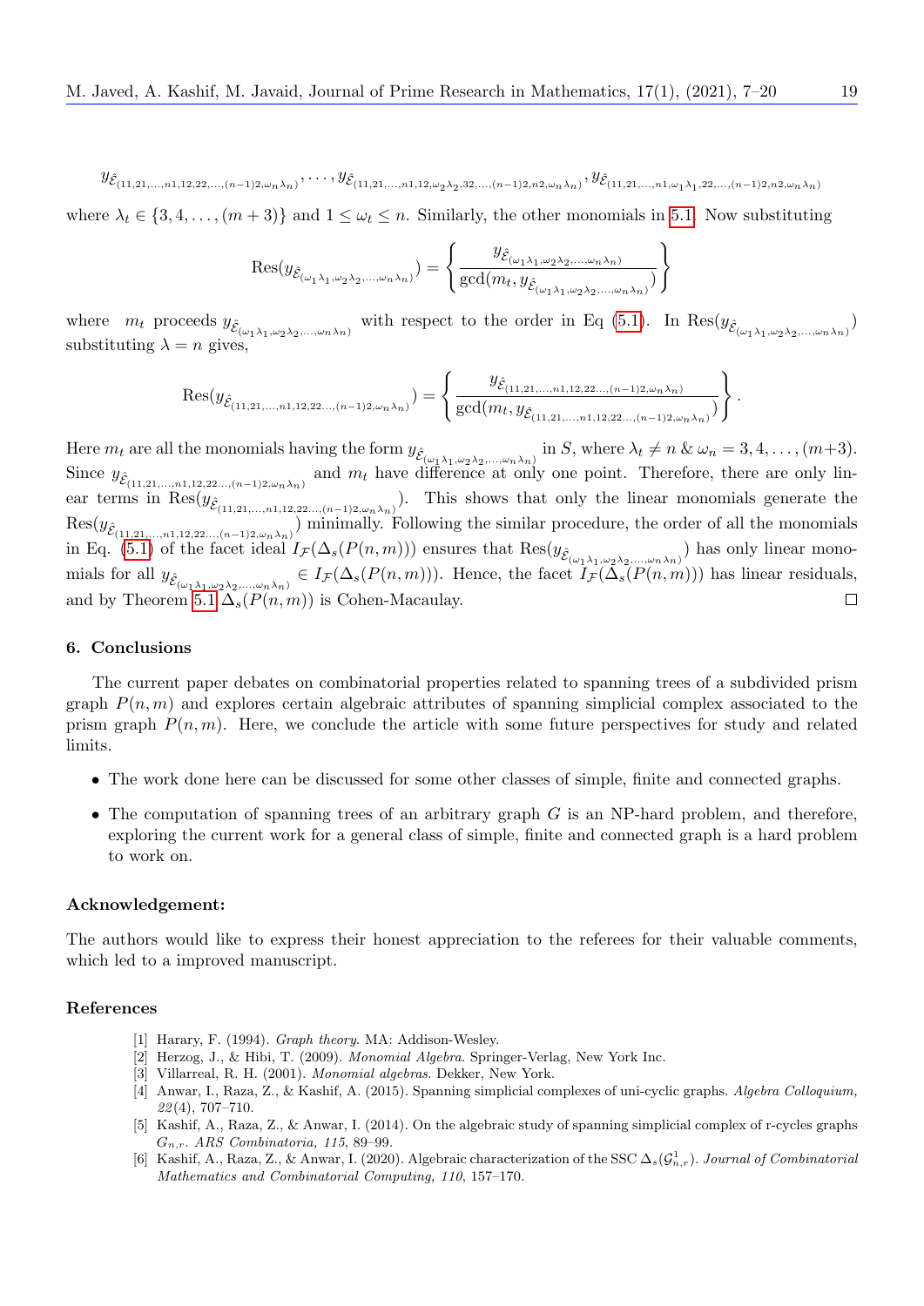$$y_{\hat{\mathcal{E}}_{(11,21,\ldots,n1,12,22,\ldots,(n-1)2,\omega_n\lambda_n)}}, \ldots, y_{\hat{\mathcal{E}}_{(11,21,\ldots,n1,12,\omega_2\lambda_2,32,\ldots,(n-1)2,n2,\omega_n\lambda_n)}}, y_{\hat{\mathcal{E}}_{(11,21,\ldots,n1,\omega_1\lambda_1,22,\ldots,(n-1)2,n2,\omega_n\lambda_n)}}$$

where $\lambda_t \in \{3, 4, \ldots, (m+3)\}$ and $1 \leq \omega_t \leq n$. Similarly, the other monomials in 5.1. Now substituting

$$\text{Res}(y_{\hat{\mathcal{E}}_{(\omega_1\lambda_1,\omega_2\lambda_2,\ldots,\omega_n\lambda_n)}}) = \left\{ \frac{y_{\hat{\mathcal{E}}_{(\omega_1\lambda_1,\omega_2\lambda_2,\ldots,\omega_n\lambda_n)}}}{\gcd(m_t, y_{\hat{\mathcal{E}}_{(\omega_1\lambda_1,\omega_2\lambda_2,\ldots,\omega_n\lambda_n)}})} \right\}$$

where $m_t$ proceeds $y_{\hat{\mathcal{E}}_{(\omega_1\lambda_1,\omega_2\lambda_2,\ldots,\omega_n\lambda_n)}}$ with respect to the order in Eq (5.1). In $\text{Res}(y_{\hat{\mathcal{E}}_{(\omega_1\lambda_1,\omega_2\lambda_2,\ldots,\omega_n\lambda_n)}})$ substituting $\lambda = n$ gives,

$$\text{Res}(y_{\hat{\mathcal{E}}_{(11,21,\ldots,n1,12,22\ldots,(n-1)2,\omega_n\lambda_n)}}) = \left\{ \frac{y_{\hat{\mathcal{E}}_{(11,21,\ldots,n1,12,22\ldots,(n-1)2,\omega_n\lambda_n)}}}{\gcd(m_t, y_{\hat{\mathcal{E}}_{(11,21,\ldots,n1,12,22\ldots,(n-1)2,\omega_n\lambda_n)}})} \right\}.$$

Here $m_t$ are all the monomials having the form $y_{\hat{\mathcal{E}}_{(\omega_1\lambda_1,\omega_2\lambda_2,\ldots,\omega_n\lambda_n)}}$ in $S$, where $\lambda_t \neq n$ & $\omega_n = 3, 4, \ldots, (m+3)$. Since $y_{\hat{\mathcal{E}}_{(11,21,\ldots,n1,12,22\ldots,(n-1)2,\omega_n\lambda_n)}}$ and $m_t$ have difference at only one point. Therefore, there are only linear terms in $\text{Res}(y_{\hat{\mathcal{E}}_{(11,21,\ldots,n1,12,22\ldots,(n-1)2,\omega_n\lambda_n)}})$. This shows that only the linear monomials generate the $\text{Res}(y_{\hat{\mathcal{E}}_{(11,21,\ldots,n1,12,22\ldots,(n-1)2,\omega_n\lambda_n)}})$ minimally. Following the similar procedure, the order of all the monomials in Eq. (5.1) of the facet ideal $I_{\mathcal{F}}(\Delta_s(P(n,m)))$ ensures that $\text{Res}(y_{\hat{\mathcal{E}}_{(\omega_1\lambda_1,\omega_2\lambda_2,\ldots,\omega_n\lambda_n)}})$ has only linear monomials for all $y_{\hat{\mathcal{E}}_{(\omega_1\lambda_1,\omega_2\lambda_2,\ldots,\omega_n\lambda_n)}} \in I_{\mathcal{F}}(\Delta_s(P(n,m)))$. Hence, the facet $I_{\mathcal{F}}(\Delta_s(P(n,m)))$ has linear residuals, and by Theorem 5.1 $\Delta_s(P(n,m))$ is Cohen-Macaulay. □

## 6. Conclusions

The current paper debates on combinatorial properties related to spanning trees of a subdivided prism graph $P(n,m)$ and explores certain algebraic attributes of spanning simplicial complex associated to the prism graph $P(n,m)$. Here, we conclude the article with some future perspectives for study and related limits.

- The work done here can be discussed for some other classes of simple, finite and connected graphs.
- The computation of spanning trees of an arbitrary graph $G$ is an NP-hard problem, and therefore, exploring the current work for a general class of simple, finite and connected graph is a hard problem to work on.

**Acknowledgement:**

The authors would like to express their honest appreciation to the referees for their valuable comments, which led to a improved manuscript.

## References

[1] Harary, F. (1994). *Graph theory*. MA: Addison-Wesley.

[2] Herzog, J., & Hibi, T. (2009). *Monomial Algebra*. Springer-Verlag, New York Inc.

[3] Villarreal, R. H. (2001). *Monomial algebras*. Dekker, New York.

[4] Anwar, I., Raza, Z., & Kashif, A. (2015). Spanning simplicial complexes of uni-cyclic graphs. *Algebra Colloquium, 22*(4), 707–710.

[5] Kashif, A., Raza, Z., & Anwar, I. (2014). On the algebraic study of spanning simplicial complex of r-cycles graphs $G_{n,r}$. *ARS Combinatoria, 115*, 89–99.

[6] Kashif, A., Raza, Z., & Anwar, I. (2020). Algebraic characterization of the SSC $\Delta_s(\mathcal{G}^1_{n,r})$. *Journal of Combinatorial Mathematics and Combinatorial Computing, 110*, 157–170.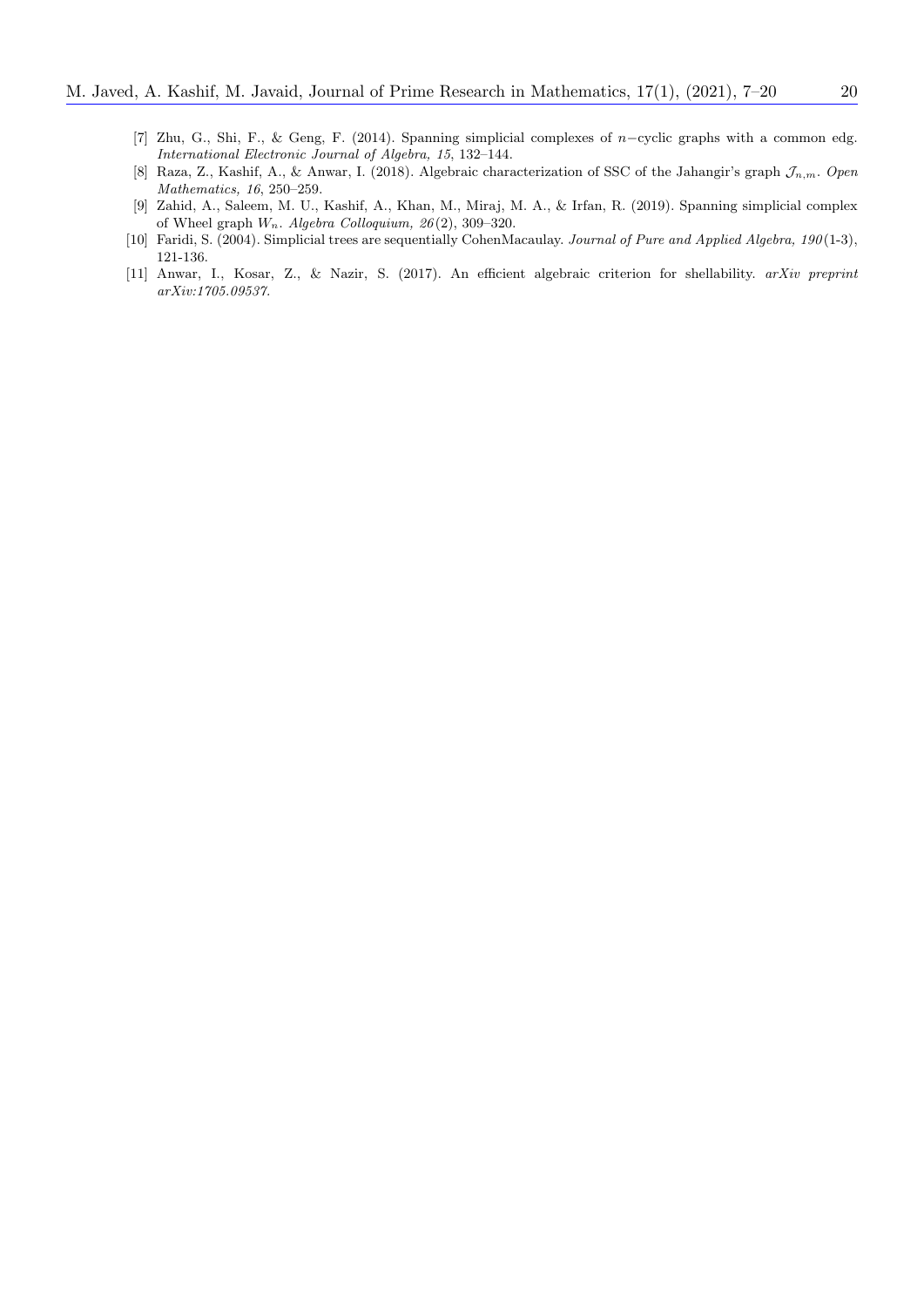[7] Zhu, G., Shi, F., & Geng, F. (2014). Spanning simplicial complexes of $n-$cyclic graphs with a common edg. *International Electronic Journal of Algebra, 15*, 132–144.

[8] Raza, Z., Kashif, A., & Anwar, I. (2018). Algebraic characterization of SSC of the Jahangir's graph $\mathcal{J}_{n,m}$. *Open Mathematics, 16*, 250–259.

[9] Zahid, A., Saleem, M. U., Kashif, A., Khan, M., Miraj, M. A., & Irfan, R. (2019). Spanning simplicial complex of Wheel graph $W_n$. *Algebra Colloquium, 26*(2), 309–320.

[10] Faridi, S. (2004). Simplicial trees are sequentially CohenMacaulay. *Journal of Pure and Applied Algebra, 190*(1-3), 121-136.

[11] Anwar, I., Kosar, Z., & Nazir, S. (2017). An efficient algebraic criterion for shellability. *arXiv preprint arXiv:1705.09537*.